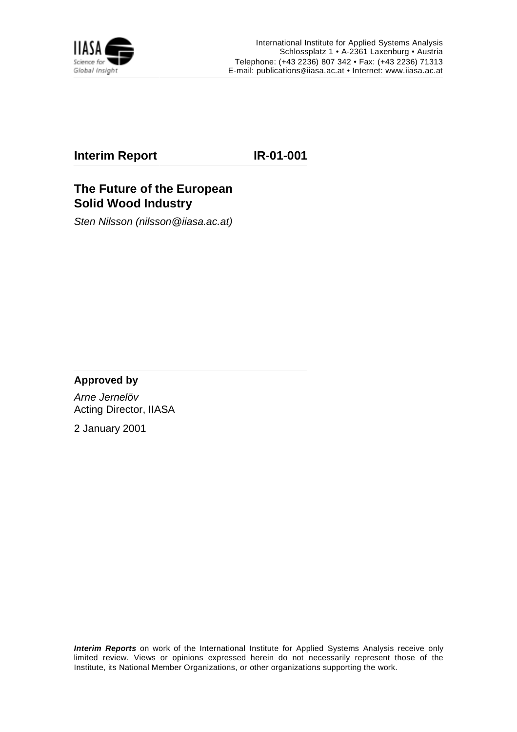International Institute for Applied Systems Analysis
Schlossplatz 1 • A-2361 Laxenburg • Austria
Telephone: (+43 2236) 807 342 • Fax: (+43 2236) 71313
E-mail: publications@iiasa.ac.at • Internet: www.iiasa.ac.at

**Interim Report** **IR-01-001**

# The Future of the European Solid Wood Industry

*Sten Nilsson (nilsson@iiasa.ac.at)*

**Approved by**

*Arne Jernelöv*
Acting Director, IIASA

2 January 2001

***Interim Reports*** on work of the International Institute for Applied Systems Analysis receive only limited review. Views or opinions expressed herein do not necessarily represent those of the Institute, its National Member Organizations, or other organizations supporting the work.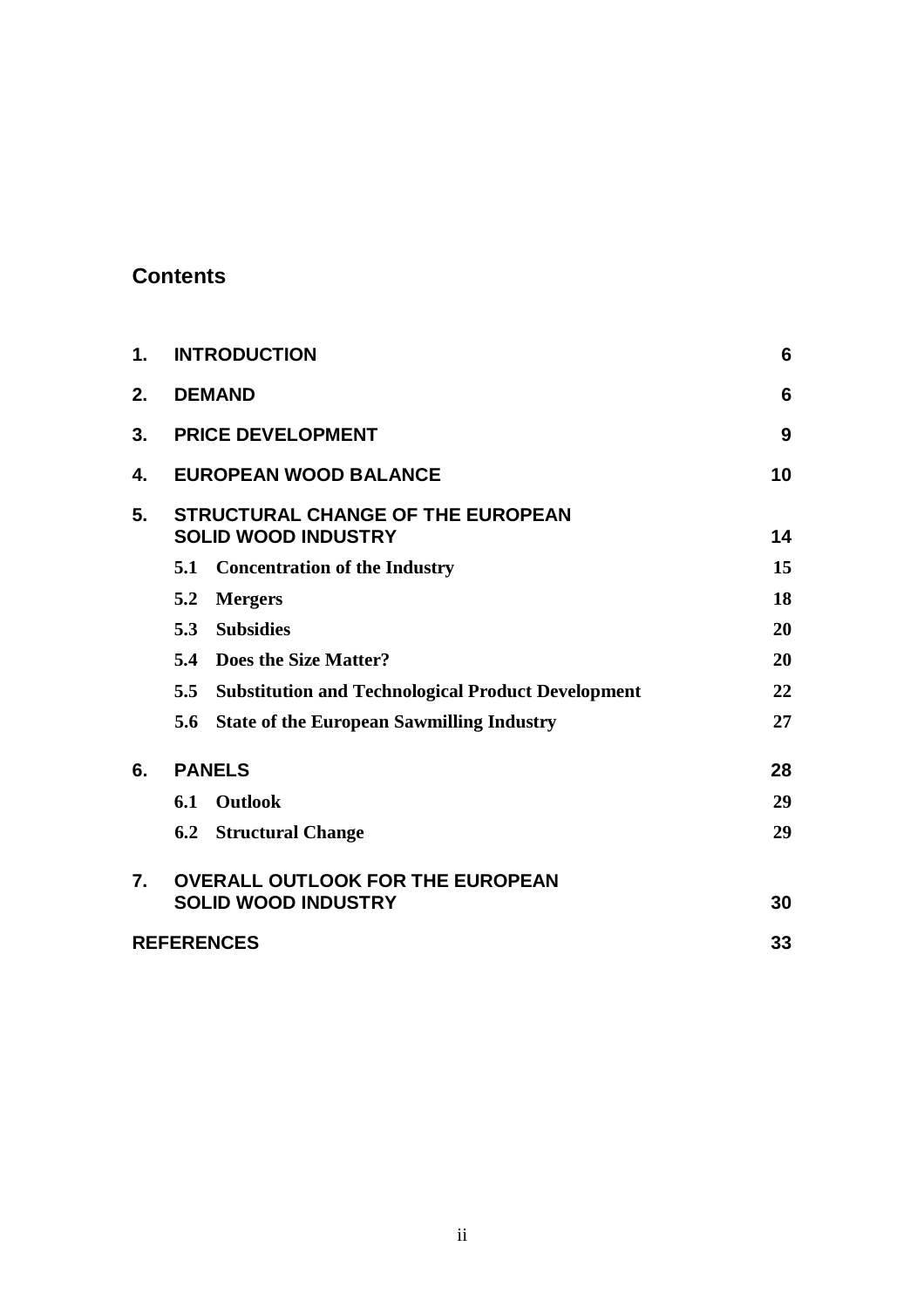## Contents

| | | |
|---|---|---|
| **1.** | **INTRODUCTION** | **6** |
| **2.** | **DEMAND** | **6** |
| **3.** | **PRICE DEVELOPMENT** | **9** |
| **4.** | **EUROPEAN WOOD BALANCE** | **10** |
| **5.** | **STRUCTURAL CHANGE OF THE EUROPEAN SOLID WOOD INDUSTRY** | **14** |
| | **5.1 Concentration of the Industry** | **15** |
| | **5.2 Mergers** | **18** |
| | **5.3 Subsidies** | **20** |
| | **5.4 Does the Size Matter?** | **20** |
| | **5.5 Substitution and Technological Product Development** | **22** |
| | **5.6 State of the European Sawmilling Industry** | **27** |
| **6.** | **PANELS** | **28** |
| | **6.1 Outlook** | **29** |
| | **6.2 Structural Change** | **29** |
| **7.** | **OVERALL OUTLOOK FOR THE EUROPEAN SOLID WOOD INDUSTRY** | **30** |
| | **REFERENCES** | **33** |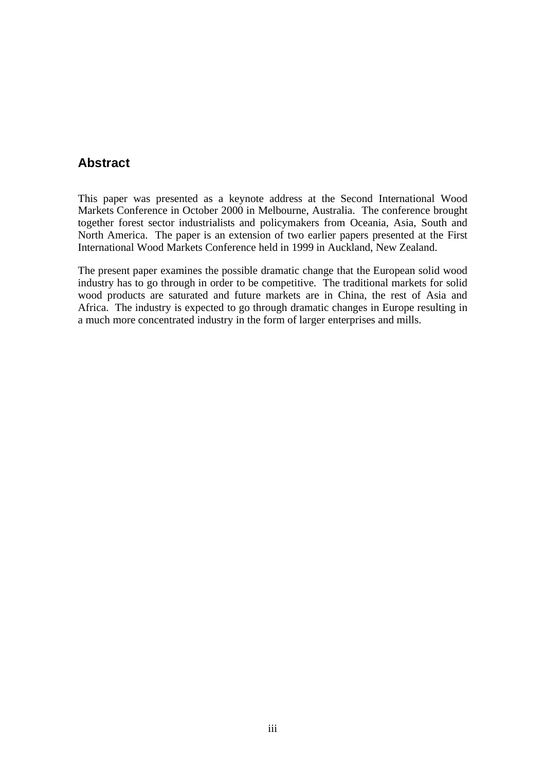## Abstract

This paper was presented as a keynote address at the Second International Wood Markets Conference in October 2000 in Melbourne, Australia. The conference brought together forest sector industrialists and policymakers from Oceania, Asia, South and North America. The paper is an extension of two earlier papers presented at the First International Wood Markets Conference held in 1999 in Auckland, New Zealand.

The present paper examines the possible dramatic change that the European solid wood industry has to go through in order to be competitive. The traditional markets for solid wood products are saturated and future markets are in China, the rest of Asia and Africa. The industry is expected to go through dramatic changes in Europe resulting in a much more concentrated industry in the form of larger enterprises and mills.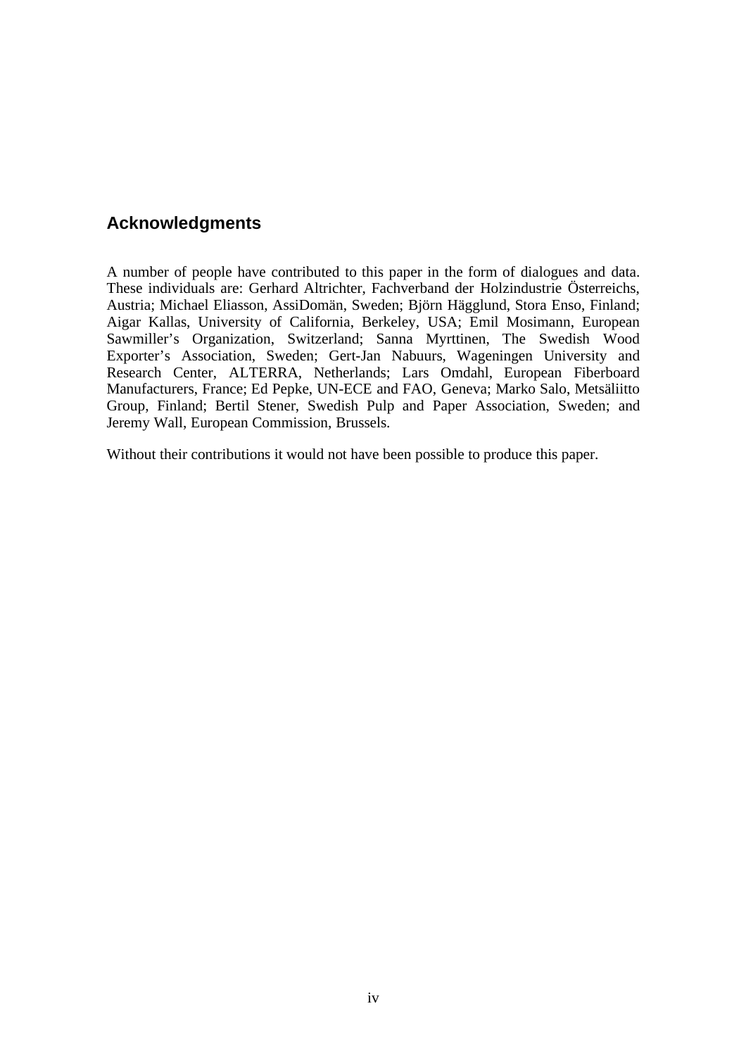## Acknowledgments

A number of people have contributed to this paper in the form of dialogues and data. These individuals are: Gerhard Altrichter, Fachverband der Holzindustrie Österreichs, Austria; Michael Eliasson, AssiDomän, Sweden; Björn Hägglund, Stora Enso, Finland; Aigar Kallas, University of California, Berkeley, USA; Emil Mosimann, European Sawmiller's Organization, Switzerland; Sanna Myrttinen, The Swedish Wood Exporter's Association, Sweden; Gert-Jan Nabuurs, Wageningen University and Research Center, ALTERRA, Netherlands; Lars Omdahl, European Fiberboard Manufacturers, France; Ed Pepke, UN-ECE and FAO, Geneva; Marko Salo, Metsäliitto Group, Finland; Bertil Stener, Swedish Pulp and Paper Association, Sweden; and Jeremy Wall, European Commission, Brussels.

Without their contributions it would not have been possible to produce this paper.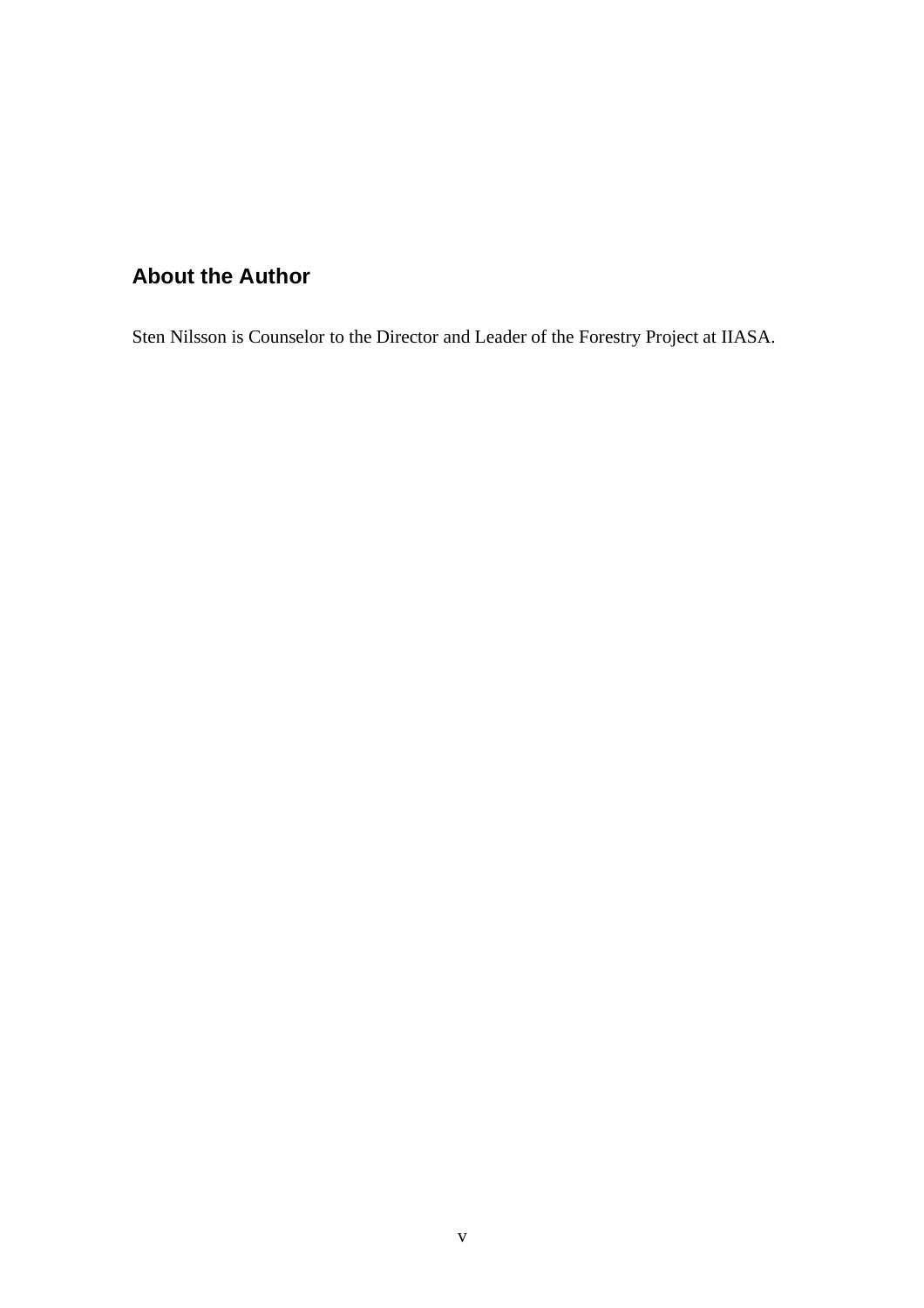## About the Author

Sten Nilsson is Counselor to the Director and Leader of the Forestry Project at IIASA.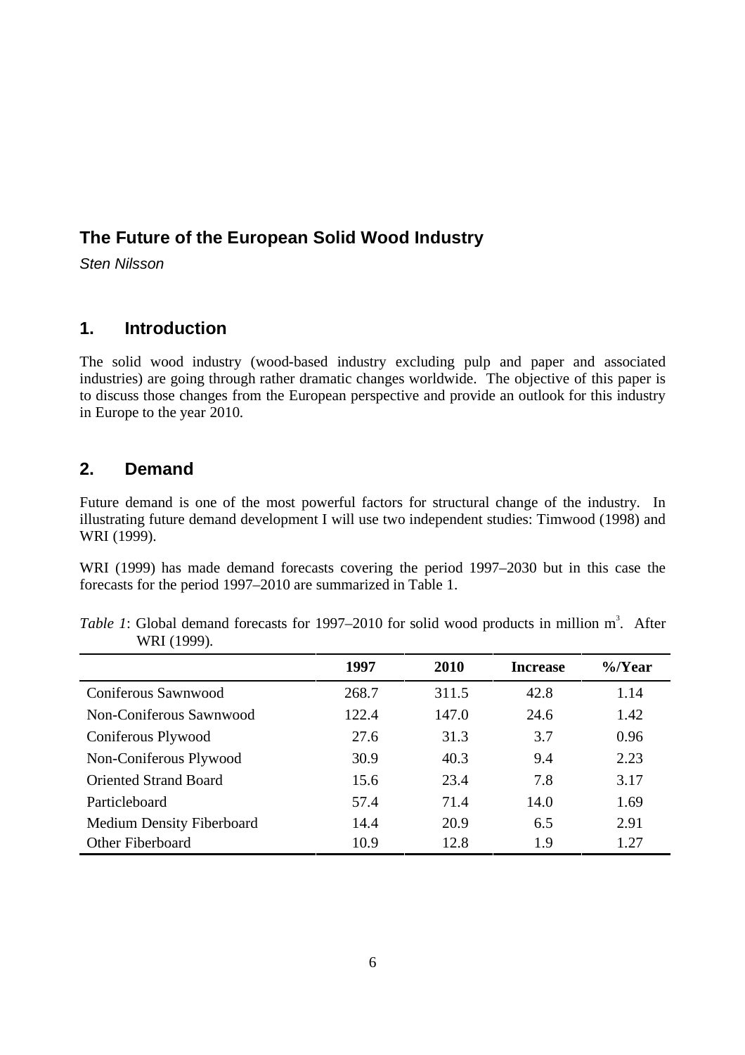# The Future of the European Solid Wood Industry

*Sten Nilsson*

## 1. Introduction

The solid wood industry (wood-based industry excluding pulp and paper and associated industries) are going through rather dramatic changes worldwide. The objective of this paper is to discuss those changes from the European perspective and provide an outlook for this industry in Europe to the year 2010.

## 2. Demand

Future demand is one of the most powerful factors for structural change of the industry. In illustrating future demand development I will use two independent studies: Timwood (1998) and WRI (1999).

WRI (1999) has made demand forecasts covering the period 1997–2010 but in this case the forecasts for the period 1997–2010 are summarized in Table 1.

*Table 1*: Global demand forecasts for 1997–2010 for solid wood products in million $m^3$. After WRI (1999).

| | 1997 | 2010 | Increase | %/Year |
|---|---|---|---|---|
| Coniferous Sawnwood | 268.7 | 311.5 | 42.8 | 1.14 |
| Non-Coniferous Sawnwood | 122.4 | 147.0 | 24.6 | 1.42 |
| Coniferous Plywood | 27.6 | 31.3 | 3.7 | 0.96 |
| Non-Coniferous Plywood | 30.9 | 40.3 | 9.4 | 2.23 |
| Oriented Strand Board | 15.6 | 23.4 | 7.8 | 3.17 |
| Particleboard | 57.4 | 71.4 | 14.0 | 1.69 |
| Medium Density Fiberboard | 14.4 | 20.9 | 6.5 | 2.91 |
| Other Fiberboard | 10.9 | 12.8 | 1.9 | 1.27 |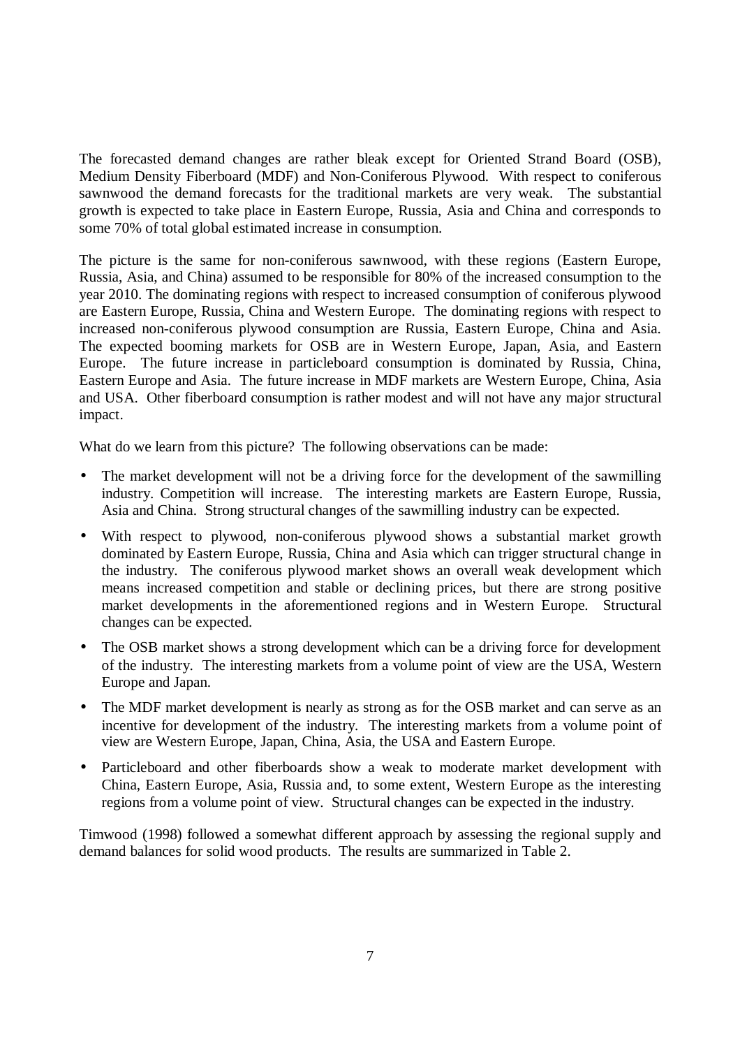The forecasted demand changes are rather bleak except for Oriented Strand Board (OSB), Medium Density Fiberboard (MDF) and Non-Coniferous Plywood. With respect to coniferous sawnwood the demand forecasts for the traditional markets are very weak. The substantial growth is expected to take place in Eastern Europe, Russia, Asia and China and corresponds to some 70% of total global estimated increase in consumption.

The picture is the same for non-coniferous sawnwood, with these regions (Eastern Europe, Russia, Asia, and China) assumed to be responsible for 80% of the increased consumption to the year 2010. The dominating regions with respect to increased consumption of coniferous plywood are Eastern Europe, Russia, China and Western Europe. The dominating regions with respect to increased non-coniferous plywood consumption are Russia, Eastern Europe, China and Asia. The expected booming markets for OSB are in Western Europe, Japan, Asia, and Eastern Europe. The future increase in particleboard consumption is dominated by Russia, China, Eastern Europe and Asia. The future increase in MDF markets are Western Europe, China, Asia and USA. Other fiberboard consumption is rather modest and will not have any major structural impact.

What do we learn from this picture? The following observations can be made:

- The market development will not be a driving force for the development of the sawmilling industry. Competition will increase. The interesting markets are Eastern Europe, Russia, Asia and China. Strong structural changes of the sawmilling industry can be expected.
- With respect to plywood, non-coniferous plywood shows a substantial market growth dominated by Eastern Europe, Russia, China and Asia which can trigger structural change in the industry. The coniferous plywood market shows an overall weak development which means increased competition and stable or declining prices, but there are strong positive market developments in the aforementioned regions and in Western Europe. Structural changes can be expected.
- The OSB market shows a strong development which can be a driving force for development of the industry. The interesting markets from a volume point of view are the USA, Western Europe and Japan.
- The MDF market development is nearly as strong as for the OSB market and can serve as an incentive for development of the industry. The interesting markets from a volume point of view are Western Europe, Japan, China, Asia, the USA and Eastern Europe.
- Particleboard and other fiberboards show a weak to moderate market development with China, Eastern Europe, Asia, Russia and, to some extent, Western Europe as the interesting regions from a volume point of view. Structural changes can be expected in the industry.

Timwood (1998) followed a somewhat different approach by assessing the regional supply and demand balances for solid wood products. The results are summarized in Table 2.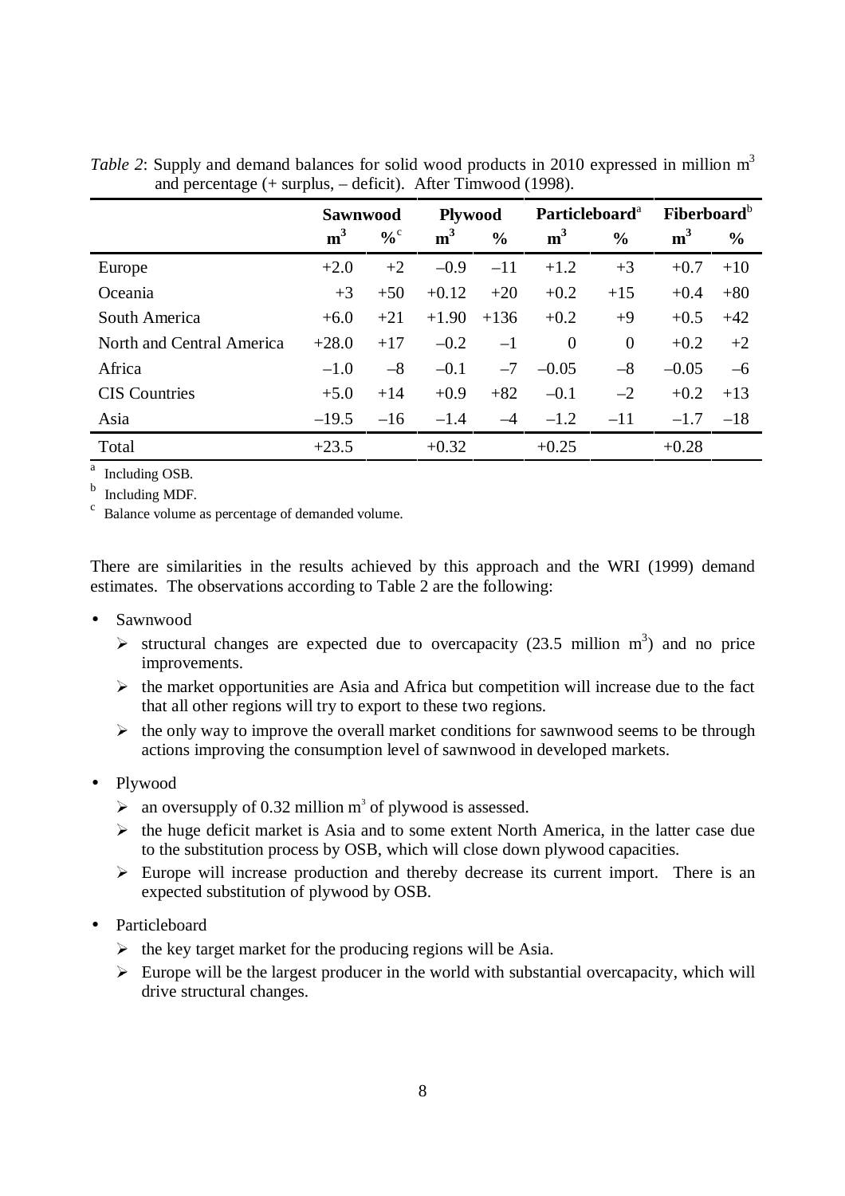*Table 2*: Supply and demand balances for solid wood products in 2010 expressed in million m$^3$ and percentage (+ surplus, – deficit). After Timwood (1998).

| | **Sawnwood** | | **Plywood** | | **Particleboard**[a] | | **Fiberboard**[b] | |
|---|---|---|---|---|---|---|---|---|
| | **m$^3$** | **%**[c] | **m$^3$** | **%** | **m$^3$** | **%** | **m$^3$** | **%** |
| Europe | +2.0 | +2 | –0.9 | –11 | +1.2 | +3 | +0.7 | +10 |
| Oceania | +3 | +50 | +0.12 | +20 | +0.2 | +15 | +0.4 | +80 |
| South America | +6.0 | +21 | +1.90 | +136 | +0.2 | +9 | +0.5 | +42 |
| North and Central America | +28.0 | +17 | –0.2 | –1 | 0 | 0 | +0.2 | +2 |
| Africa | –1.0 | –8 | –0.1 | –7 | –0.05 | –8 | –0.05 | –6 |
| CIS Countries | +5.0 | +14 | +0.9 | +82 | –0.1 | –2 | +0.2 | +13 |
| Asia | –19.5 | –16 | –1.4 | –4 | –1.2 | –11 | –1.7 | –18 |
| Total | +23.5 | | +0.32 | | +0.25 | | +0.28 | |

[a] Including OSB.
[b] Including MDF.
[c] Balance volume as percentage of demanded volume.

There are similarities in the results achieved by this approach and the WRI (1999) demand estimates. The observations according to Table 2 are the following:

- Sawnwood
  - structural changes are expected due to overcapacity (23.5 million m$^3$) and no price improvements.
  - the market opportunities are Asia and Africa but competition will increase due to the fact that all other regions will try to export to these two regions.
  - the only way to improve the overall market conditions for sawnwood seems to be through actions improving the consumption level of sawnwood in developed markets.
- Plywood
  - an oversupply of 0.32 million m$^3$ of plywood is assessed.
  - the huge deficit market is Asia and to some extent North America, in the latter case due to the substitution process by OSB, which will close down plywood capacities.
  - Europe will increase production and thereby decrease its current import. There is an expected substitution of plywood by OSB.
- Particleboard
  - the key target market for the producing regions will be Asia.
  - Europe will be the largest producer in the world with substantial overcapacity, which will drive structural changes.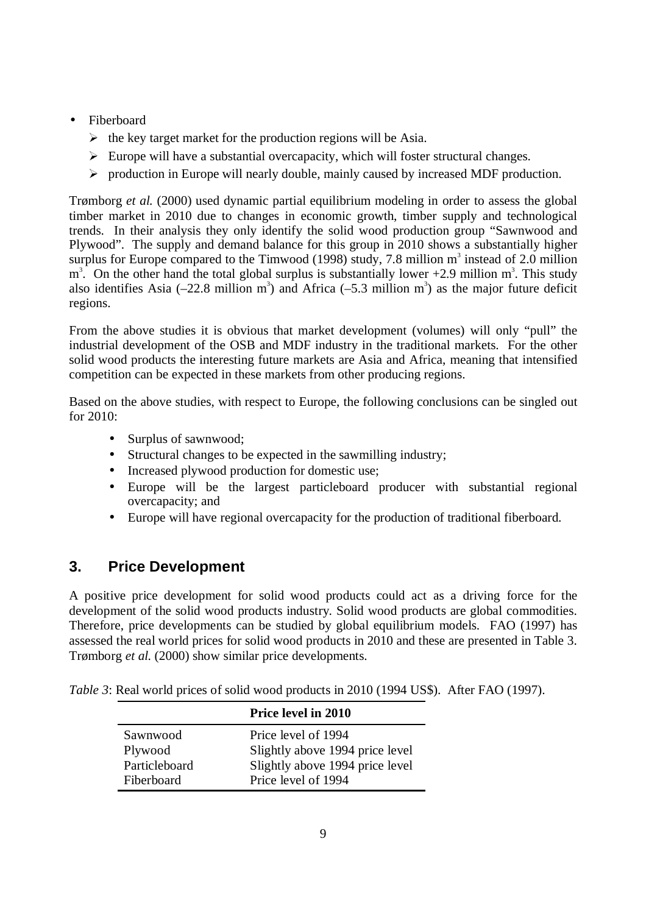- Fiberboard
  - the key target market for the production regions will be Asia.
  - Europe will have a substantial overcapacity, which will foster structural changes.
  - production in Europe will nearly double, mainly caused by increased MDF production.

Trømborg *et al.* (2000) used dynamic partial equilibrium modeling in order to assess the global timber market in 2010 due to changes in economic growth, timber supply and technological trends. In their analysis they only identify the solid wood production group "Sawnwood and Plywood". The supply and demand balance for this group in 2010 shows a substantially higher surplus for Europe compared to the Timwood (1998) study, 7.8 million $m^3$ instead of 2.0 million $m^3$. On the other hand the total global surplus is substantially lower +2.9 million $m^3$. This study also identifies Asia (–22.8 million $m^3$) and Africa (–5.3 million $m^3$) as the major future deficit regions.

From the above studies it is obvious that market development (volumes) will only "pull" the industrial development of the OSB and MDF industry in the traditional markets. For the other solid wood products the interesting future markets are Asia and Africa, meaning that intensified competition can be expected in these markets from other producing regions.

Based on the above studies, with respect to Europe, the following conclusions can be singled out for 2010:

- Surplus of sawnwood;
- Structural changes to be expected in the sawmilling industry;
- Increased plywood production for domestic use;
- Europe will be the largest particleboard producer with substantial regional overcapacity; and
- Europe will have regional overcapacity for the production of traditional fiberboard.

## 3. Price Development

A positive price development for solid wood products could act as a driving force for the development of the solid wood products industry. Solid wood products are global commodities. Therefore, price developments can be studied by global equilibrium models. FAO (1997) has assessed the real world prices for solid wood products in 2010 and these are presented in Table 3. Trømborg *et al.* (2000) show similar price developments.

*Table 3*: Real world prices of solid wood products in 2010 (1994 US$). After FAO (1997).

| | **Price level in 2010** |
|---|---|
| Sawnwood | Price level of 1994 |
| Plywood | Slightly above 1994 price level |
| Particleboard | Slightly above 1994 price level |
| Fiberboard | Price level of 1994 |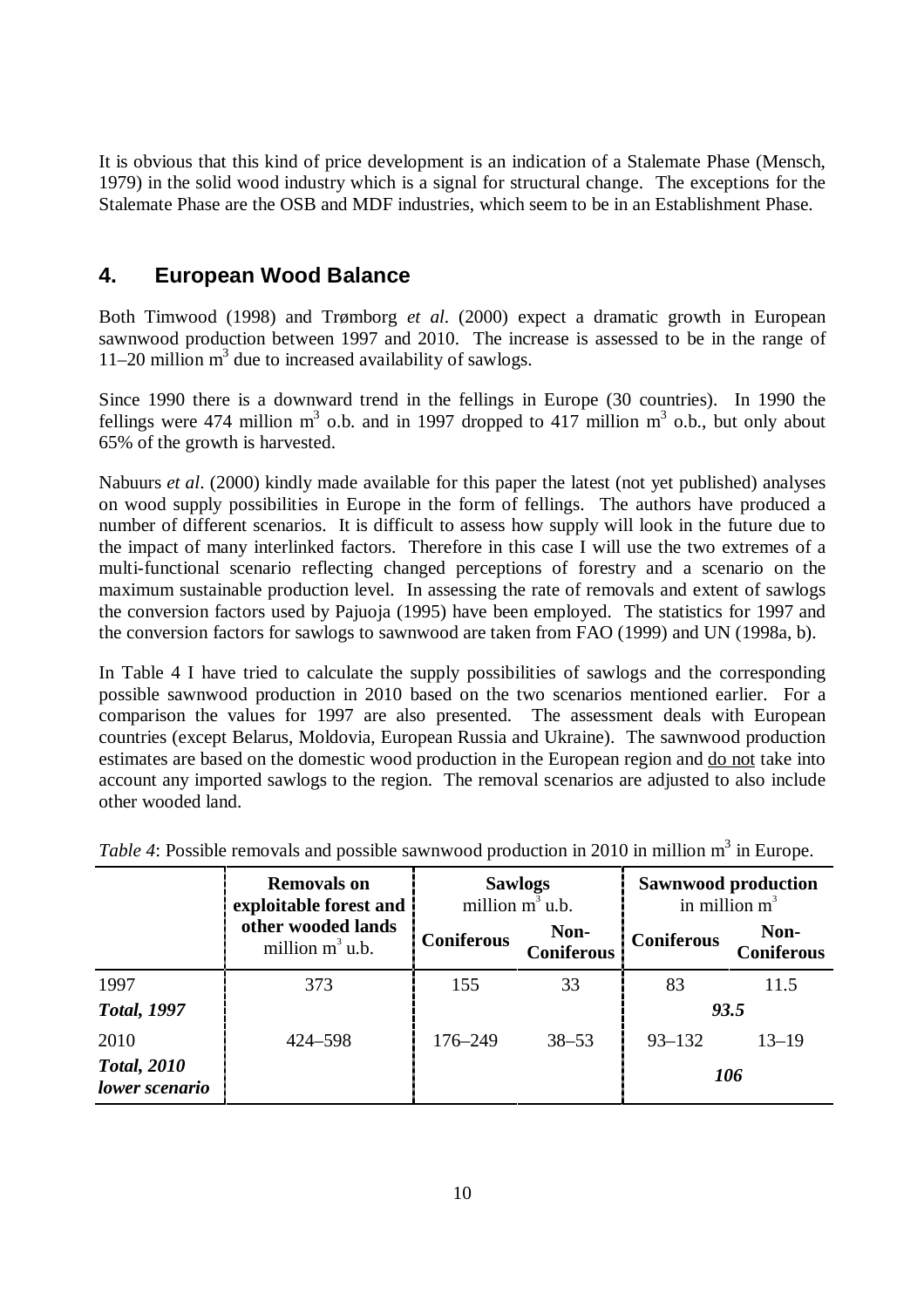It is obvious that this kind of price development is an indication of a Stalemate Phase (Mensch, 1979) in the solid wood industry which is a signal for structural change. The exceptions for the Stalemate Phase are the OSB and MDF industries, which seem to be in an Establishment Phase.

## 4. European Wood Balance

Both Timwood (1998) and Trømborg *et al*. (2000) expect a dramatic growth in European sawnwood production between 1997 and 2010. The increase is assessed to be in the range of 11–20 million m$^3$ due to increased availability of sawlogs.

Since 1990 there is a downward trend in the fellings in Europe (30 countries). In 1990 the fellings were 474 million m$^3$ o.b. and in 1997 dropped to 417 million m$^3$ o.b., but only about 65% of the growth is harvested.

Nabuurs *et al*. (2000) kindly made available for this paper the latest (not yet published) analyses on wood supply possibilities in Europe in the form of fellings. The authors have produced a number of different scenarios. It is difficult to assess how supply will look in the future due to the impact of many interlinked factors. Therefore in this case I will use the two extremes of a multi-functional scenario reflecting changed perceptions of forestry and a scenario on the maximum sustainable production level. In assessing the rate of removals and extent of sawlogs the conversion factors used by Pajuoja (1995) have been employed. The statistics for 1997 and the conversion factors for sawlogs to sawnwood are taken from FAO (1999) and UN (1998a, b).

In Table 4 I have tried to calculate the supply possibilities of sawlogs and the corresponding possible sawnwood production in 2010 based on the two scenarios mentioned earlier. For a comparison the values for 1997 are also presented. The assessment deals with European countries (except Belarus, Moldovia, European Russia and Ukraine). The sawnwood production estimates are based on the domestic wood production in the European region and do not take into account any imported sawlogs to the region. The removal scenarios are adjusted to also include other wooded land.

*Table 4*: Possible removals and possible sawnwood production in 2010 in million m$^3$ in Europe.

| | **Removals on exploitable forest and other wooded lands** million m$^3$ u.b. | **Sawlogs** million m$^3$ u.b. | | **Sawnwood production** in million m$^3$ | |
|---|---|---|---|---|---|
| | | **Coniferous** | **Non-Coniferous** | **Coniferous** | **Non-Coniferous** |
| 1997 | 373 | 155 | 33 | 83 | 11.5 |
| ***Total, 1997*** | | | | ***93.5*** | |
| 2010 | 424–598 | 176–249 | 38–53 | 93–132 | 13–19 |
| ***Total, 2010 lower scenario*** | | | | ***106*** | |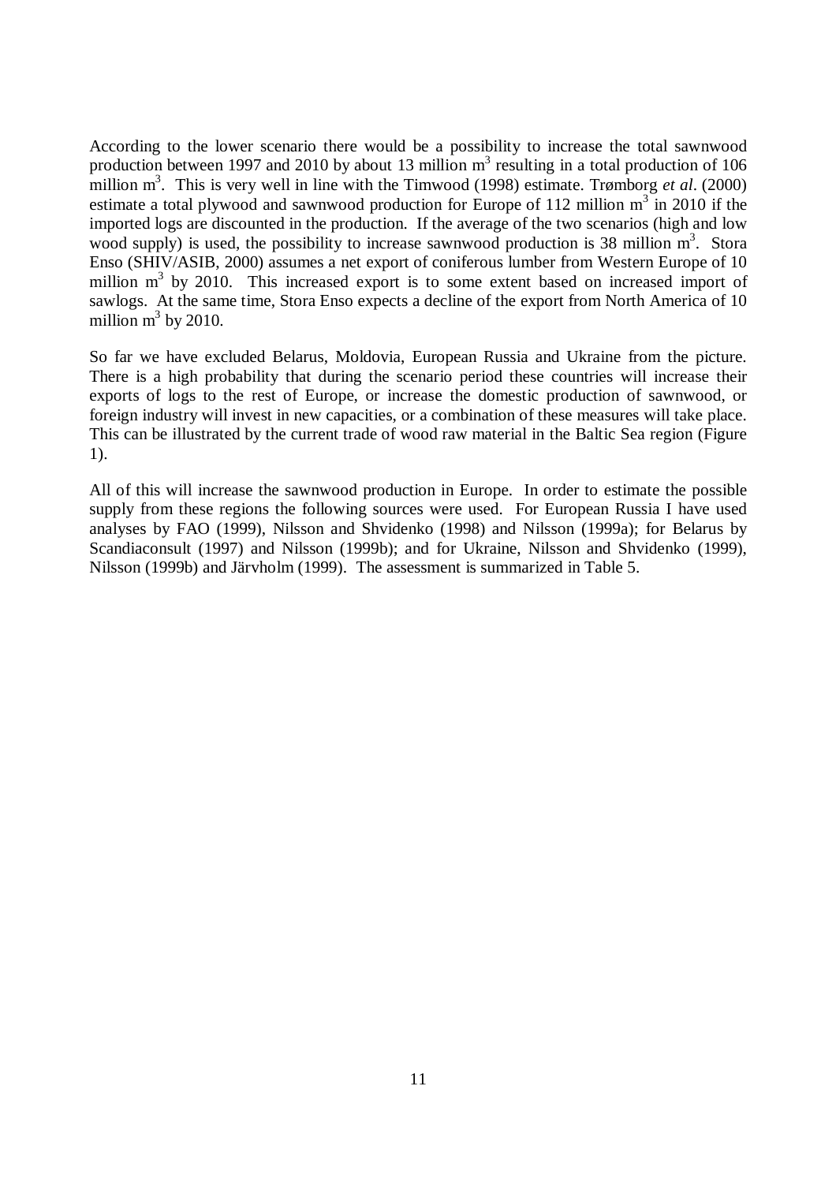According to the lower scenario there would be a possibility to increase the total sawnwood production between 1997 and 2010 by about 13 million $m^3$ resulting in a total production of 106 million $m^3$. This is very well in line with the Timwood (1998) estimate. Trømborg *et al*. (2000) estimate a total plywood and sawnwood production for Europe of 112 million $m^3$ in 2010 if the imported logs are discounted in the production. If the average of the two scenarios (high and low wood supply) is used, the possibility to increase sawnwood production is 38 million $m^3$. Stora Enso (SHIV/ASIB, 2000) assumes a net export of coniferous lumber from Western Europe of 10 million $m^3$ by 2010. This increased export is to some extent based on increased import of sawlogs. At the same time, Stora Enso expects a decline of the export from North America of 10 million $m^3$ by 2010.

So far we have excluded Belarus, Moldovia, European Russia and Ukraine from the picture. There is a high probability that during the scenario period these countries will increase their exports of logs to the rest of Europe, or increase the domestic production of sawnwood, or foreign industry will invest in new capacities, or a combination of these measures will take place. This can be illustrated by the current trade of wood raw material in the Baltic Sea region (Figure 1).

All of this will increase the sawnwood production in Europe. In order to estimate the possible supply from these regions the following sources were used. For European Russia I have used analyses by FAO (1999), Nilsson and Shvidenko (1998) and Nilsson (1999a); for Belarus by Scandiaconsult (1997) and Nilsson (1999b); and for Ukraine, Nilsson and Shvidenko (1999), Nilsson (1999b) and Järvholm (1999). The assessment is summarized in Table 5.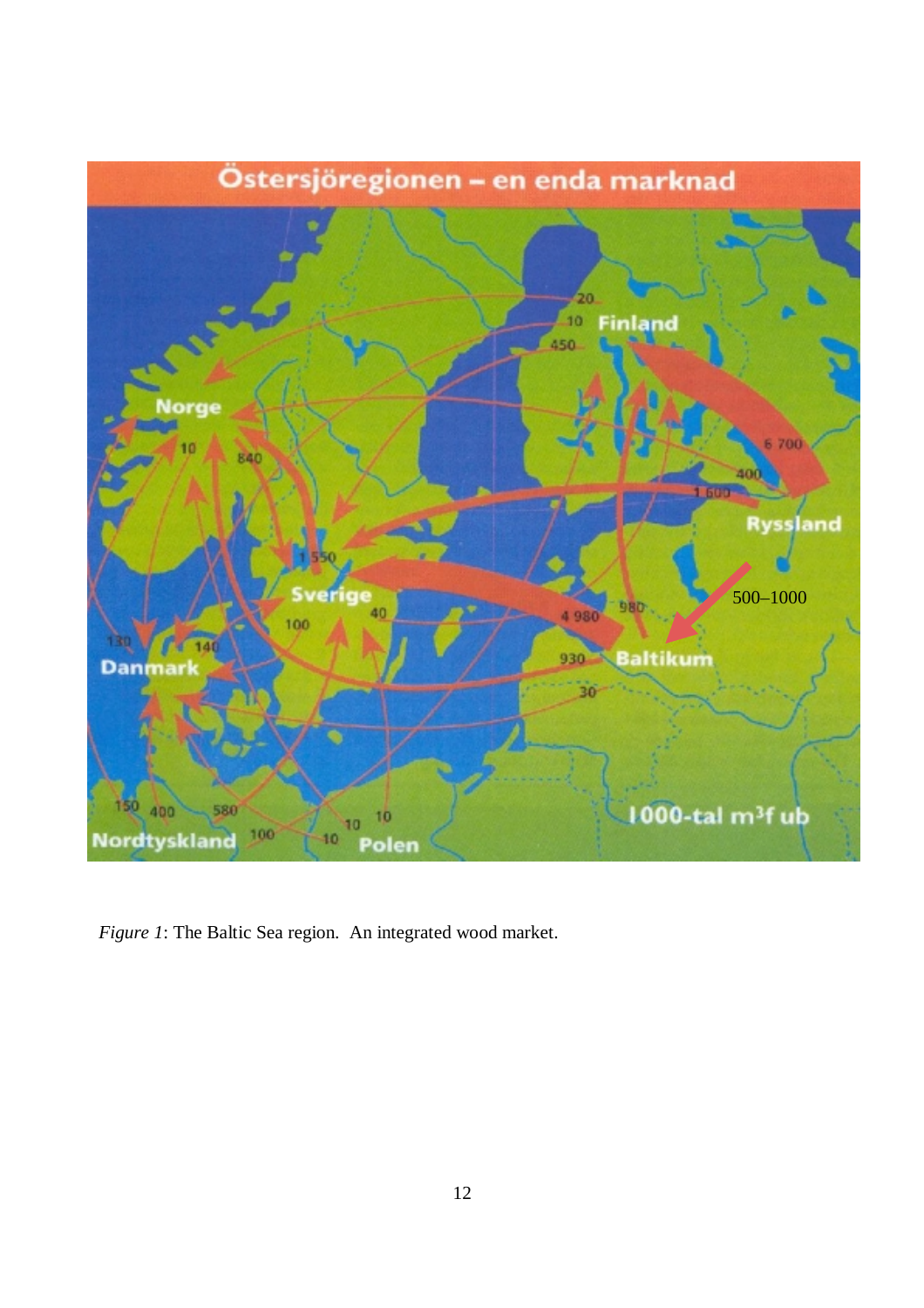*Figure 1*: The Baltic Sea region. An integrated wood market.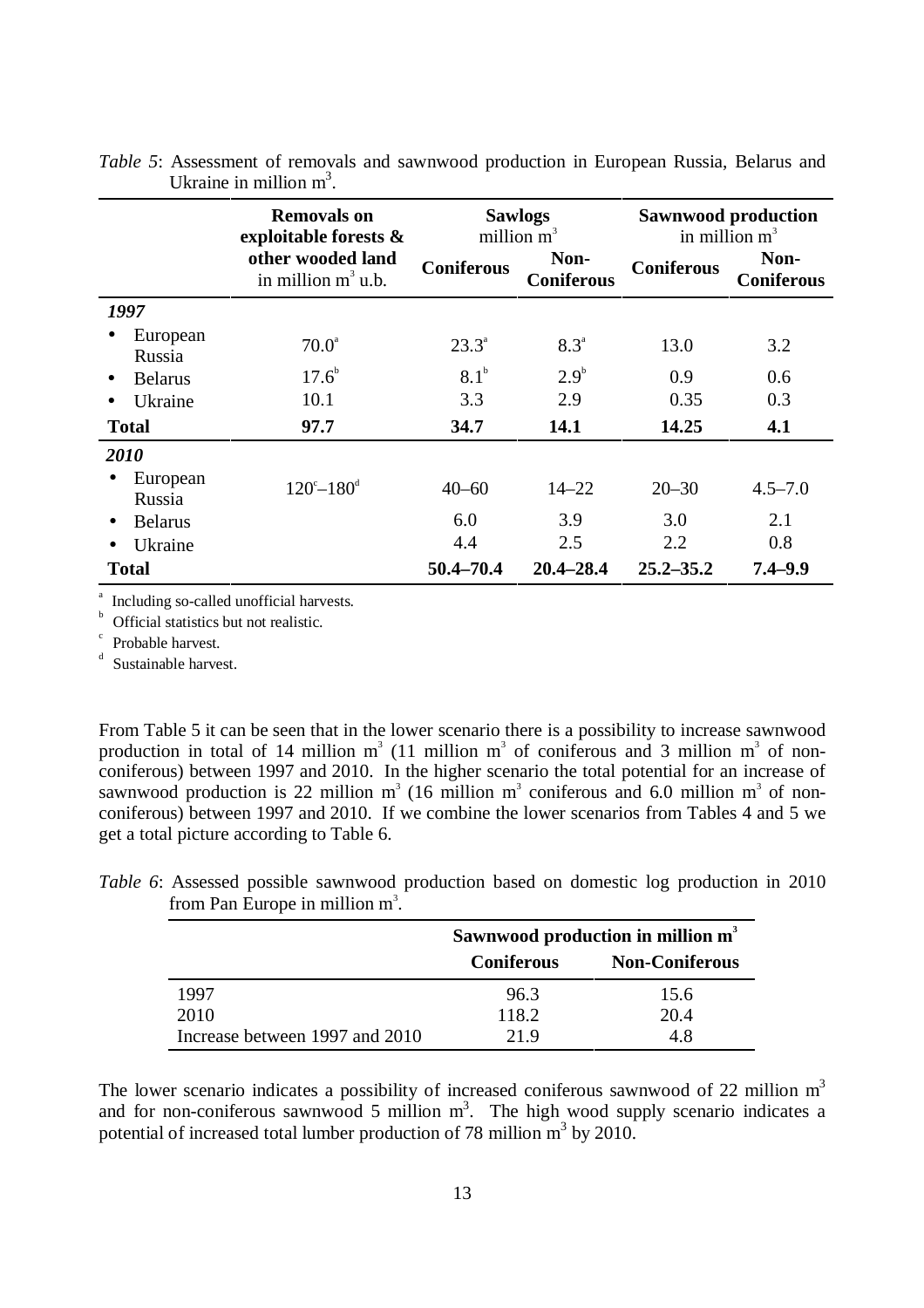*Table 5*: Assessment of removals and sawnwood production in European Russia, Belarus and Ukraine in million $m^3$.

| | Removals on exploitable forests & other wooded land in million $m^3$ u.b. | Sawlogs million $m^3$ | | Sawnwood production in million $m^3$ | |
|---|---|---|---|---|---|
| | | Coniferous | Non-Coniferous | Coniferous | Non-Coniferous |
| ***1997*** | | | | | |
| • European Russia | 70.0[a] | 23.3[a] | 8.3[a] | 13.0 | 3.2 |
| • Belarus | 17.6[b] | 8.1[b] | 2.9[b] | 0.9 | 0.6 |
| • Ukraine | 10.1 | 3.3 | 2.9 | 0.35 | 0.3 |
| **Total** | **97.7** | **34.7** | **14.1** | **14.25** | **4.1** |
| ***2010*** | | | | | |
| • European Russia | 120[c]–180[d] | 40–60 | 14–22 | 20–30 | 4.5–7.0 |
| • Belarus | | 6.0 | 3.9 | 3.0 | 2.1 |
| • Ukraine | | 4.4 | 2.5 | 2.2 | 0.8 |
| **Total** | | **50.4–70.4** | **20.4–28.4** | **25.2–35.2** | **7.4–9.9** |

[a] Including so-called unofficial harvests.
[b] Official statistics but not realistic.
[c] Probable harvest.
[d] Sustainable harvest.

From Table 5 it can be seen that in the lower scenario there is a possibility to increase sawnwood production in total of 14 million $m^3$ (11 million $m^3$ of coniferous and 3 million $m^3$ of non-coniferous) between 1997 and 2010. In the higher scenario the total potential for an increase of sawnwood production is 22 million $m^3$ (16 million $m^3$ coniferous and 6.0 million $m^3$ of non-coniferous) between 1997 and 2010. If we combine the lower scenarios from Tables 4 and 5 we get a total picture according to Table 6.

*Table 6*: Assessed possible sawnwood production based on domestic log production in 2010 from Pan Europe in million $m^3$.

| | Sawnwood production in million $m^3$ | |
|---|---|---|
| | Coniferous | Non-Coniferous |
| 1997 | 96.3 | 15.6 |
| 2010 | 118.2 | 20.4 |
| Increase between 1997 and 2010 | 21.9 | 4.8 |

The lower scenario indicates a possibility of increased coniferous sawnwood of 22 million $m^3$ and for non-coniferous sawnwood 5 million $m^3$. The high wood supply scenario indicates a potential of increased total lumber production of 78 million $m^3$ by 2010.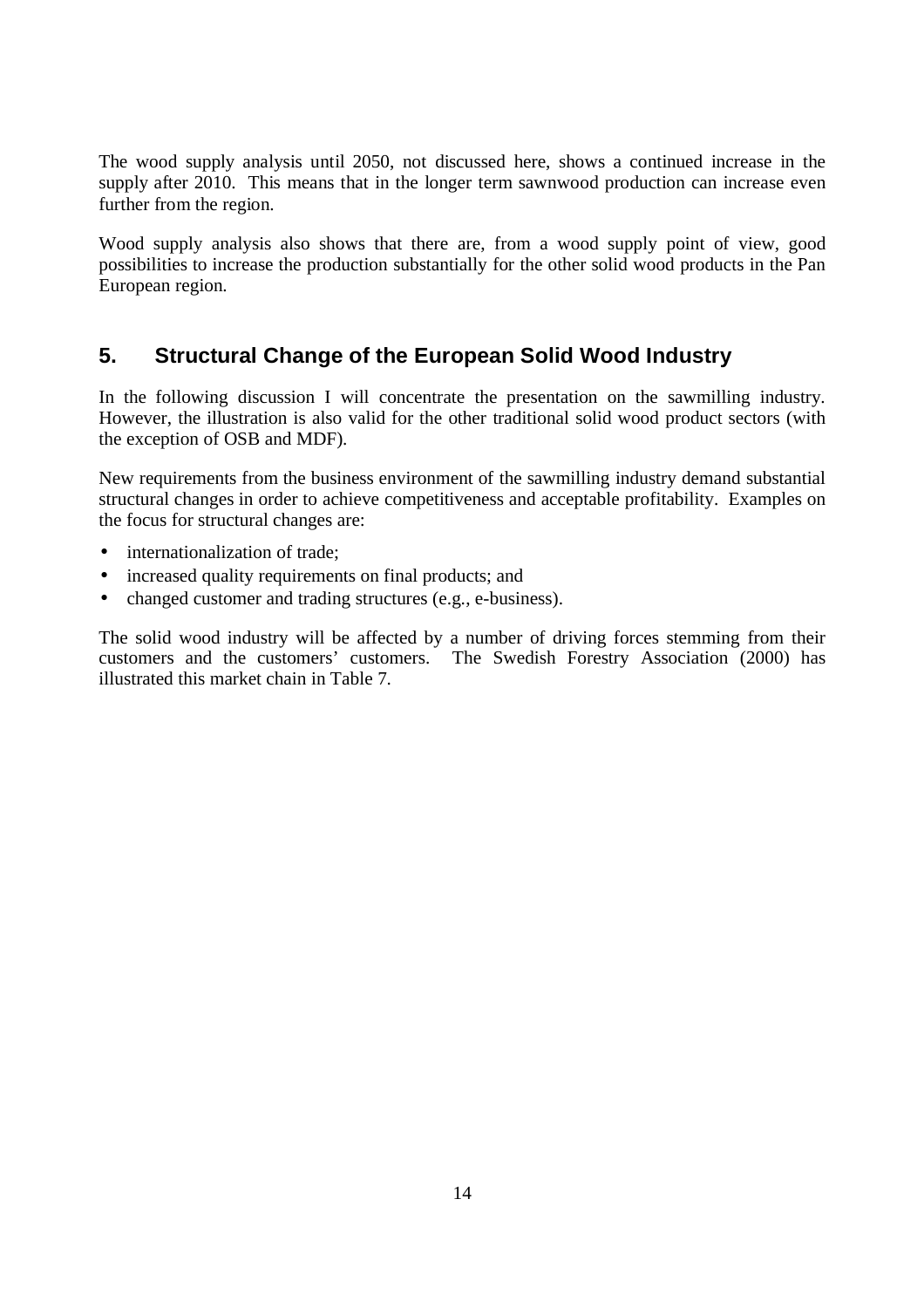The wood supply analysis until 2050, not discussed here, shows a continued increase in the supply after 2010. This means that in the longer term sawnwood production can increase even further from the region.

Wood supply analysis also shows that there are, from a wood supply point of view, good possibilities to increase the production substantially for the other solid wood products in the Pan European region.

## 5. Structural Change of the European Solid Wood Industry

In the following discussion I will concentrate the presentation on the sawmilling industry. However, the illustration is also valid for the other traditional solid wood product sectors (with the exception of OSB and MDF).

New requirements from the business environment of the sawmilling industry demand substantial structural changes in order to achieve competitiveness and acceptable profitability. Examples on the focus for structural changes are:

- internationalization of trade;
- increased quality requirements on final products; and
- changed customer and trading structures (e.g., e-business).

The solid wood industry will be affected by a number of driving forces stemming from their customers and the customers' customers. The Swedish Forestry Association (2000) has illustrated this market chain in Table 7.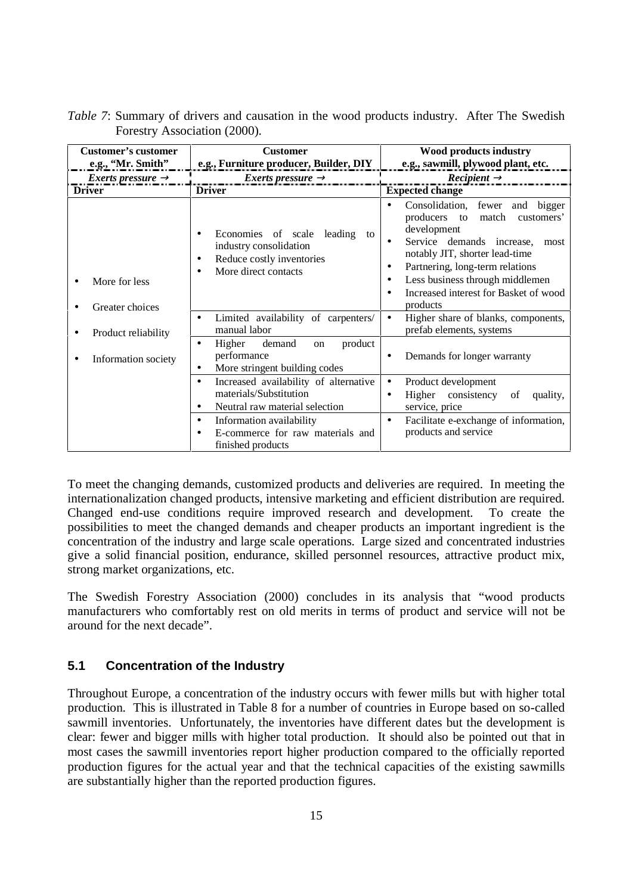*Table 7*: Summary of drivers and causation in the wood products industry. After The Swedish Forestry Association (2000).

| Customer's customer e.g., "Mr. Smith" | Customer e.g., Furniture producer, Builder, DIY | Wood products industry e.g., sawmill, plywood plant, etc. |
|---|---|---|
| *Exerts pressure →* | *Exerts pressure →* | *Recipient →* |
| **Driver** | **Driver** | **Expected change** |
| • More for less<br>• Greater choices<br>• Product reliability<br>• Information society | • Economies of scale leading to industry consolidation<br>• Reduce costly inventories<br>• More direct contacts | • Consolidation, fewer and bigger producers to match customers' development<br>• Service demands increase, most notably JIT, shorter lead-time<br>• Partnering, long-term relations<br>• Less business through middlemen<br>• Increased interest for Basket of wood products |
| | • Limited availability of carpenters/ manual labor | • Higher share of blanks, components, prefab elements, systems |
| | • Higher demand on product performance<br>• More stringent building codes | • Demands for longer warranty |
| | • Increased availability of alternative materials/Substitution<br>• Neutral raw material selection | • Product development<br>• Higher consistency of quality, service, price |
| | • Information availability<br>• E-commerce for raw materials and finished products | • Facilitate e-exchange of information, products and service |

To meet the changing demands, customized products and deliveries are required. In meeting the internationalization changed products, intensive marketing and efficient distribution are required. Changed end-use conditions require improved research and development. To create the possibilities to meet the changed demands and cheaper products an important ingredient is the concentration of the industry and large scale operations. Large sized and concentrated industries give a solid financial position, endurance, skilled personnel resources, attractive product mix, strong market organizations, etc.

The Swedish Forestry Association (2000) concludes in its analysis that "wood products manufacturers who comfortably rest on old merits in terms of product and service will not be around for the next decade".

## 5.1 Concentration of the Industry

Throughout Europe, a concentration of the industry occurs with fewer mills but with higher total production. This is illustrated in Table 8 for a number of countries in Europe based on so-called sawmill inventories. Unfortunately, the inventories have different dates but the development is clear: fewer and bigger mills with higher total production. It should also be pointed out that in most cases the sawmill inventories report higher production compared to the officially reported production figures for the actual year and that the technical capacities of the existing sawmills are substantially higher than the reported production figures.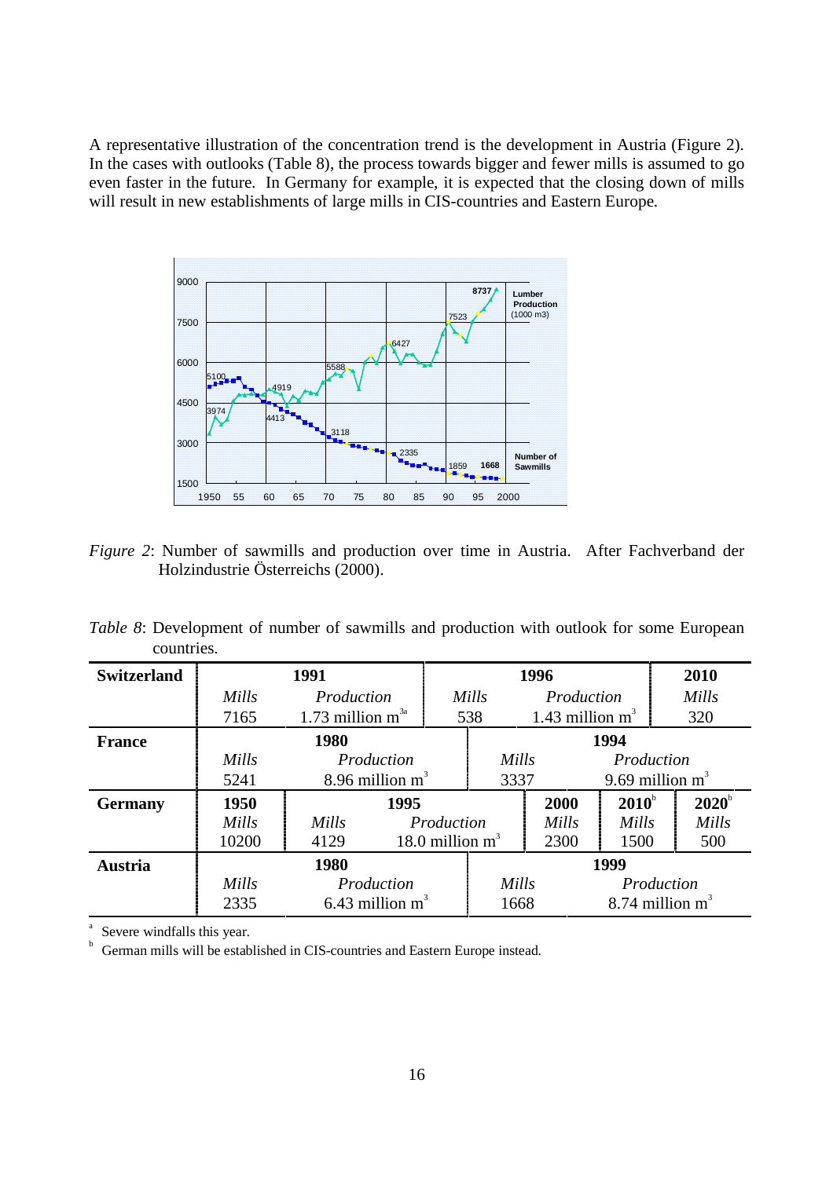A representative illustration of the concentration trend is the development in Austria (Figure 2). In the cases with outlooks (Table 8), the process towards bigger and fewer mills is assumed to go even faster in the future. In Germany for example, it is expected that the closing down of mills will result in new establishments of large mills in CIS-countries and Eastern Europe.

*Figure 2*: Number of sawmills and production over time in Austria. After Fachverband der Holzindustrie Österreichs (2000).

*Table 8*: Development of number of sawmills and production with outlook for some European countries.

| | | | | | |
|---|---|---|---|---|---|
| **Switzerland** | **1991** | | **1996** | | **2010** |
| | *Mills* | *Production* | *Mills* | *Production* | *Mills* |
| | 7165 | 1.73 million $m^{3}$[a] | 538 | 1.43 million $m^3$ | 320 |
| **France** | **1980** | | **1994** | | |
| | *Mills* | *Production* | *Mills* | *Production* | |
| | 5241 | 8.96 million $m^3$ | 3337 | 9.69 million $m^3$ | |
| **Germany** | **1950** | **1995** | | **2000** | **2010**[b] | **2020**[b] |
| | *Mills* | *Mills* | *Production* | *Mills* | *Mills* | *Mills* |
| | 10200 | 4129 | 18.0 million $m^3$ | 2300 | 1500 | 500 |
| **Austria** | **1980** | | **1999** | | |
| | *Mills* | *Production* | *Mills* | *Production* | |
| | 2335 | 6.43 million $m^3$ | 1668 | 8.74 million $m^3$ | |

[a] Severe windfalls this year.

[b] German mills will be established in CIS-countries and Eastern Europe instead.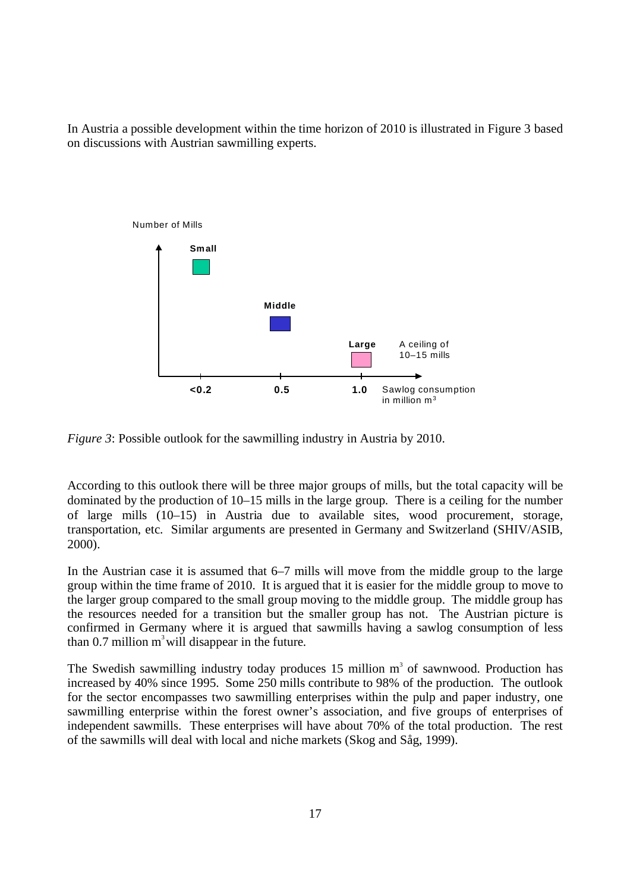In Austria a possible development within the time horizon of 2010 is illustrated in Figure 3 based on discussions with Austrian sawmilling experts.

*Figure 3*: Possible outlook for the sawmilling industry in Austria by 2010.

According to this outlook there will be three major groups of mills, but the total capacity will be dominated by the production of 10–15 mills in the large group. There is a ceiling for the number of large mills (10–15) in Austria due to available sites, wood procurement, storage, transportation, etc. Similar arguments are presented in Germany and Switzerland (SHIV/ASIB, 2000).

In the Austrian case it is assumed that 6–7 mills will move from the middle group to the large group within the time frame of 2010. It is argued that it is easier for the middle group to move to the larger group compared to the small group moving to the middle group. The middle group has the resources needed for a transition but the smaller group has not. The Austrian picture is confirmed in Germany where it is argued that sawmills having a sawlog consumption of less than 0.7 million $m^3$ will disappear in the future.

The Swedish sawmilling industry today produces 15 million $m^3$ of sawnwood. Production has increased by 40% since 1995. Some 250 mills contribute to 98% of the production. The outlook for the sector encompasses two sawmilling enterprises within the pulp and paper industry, one sawmilling enterprise within the forest owner's association, and five groups of enterprises of independent sawmills. These enterprises will have about 70% of the total production. The rest of the sawmills will deal with local and niche markets (Skog and Såg, 1999).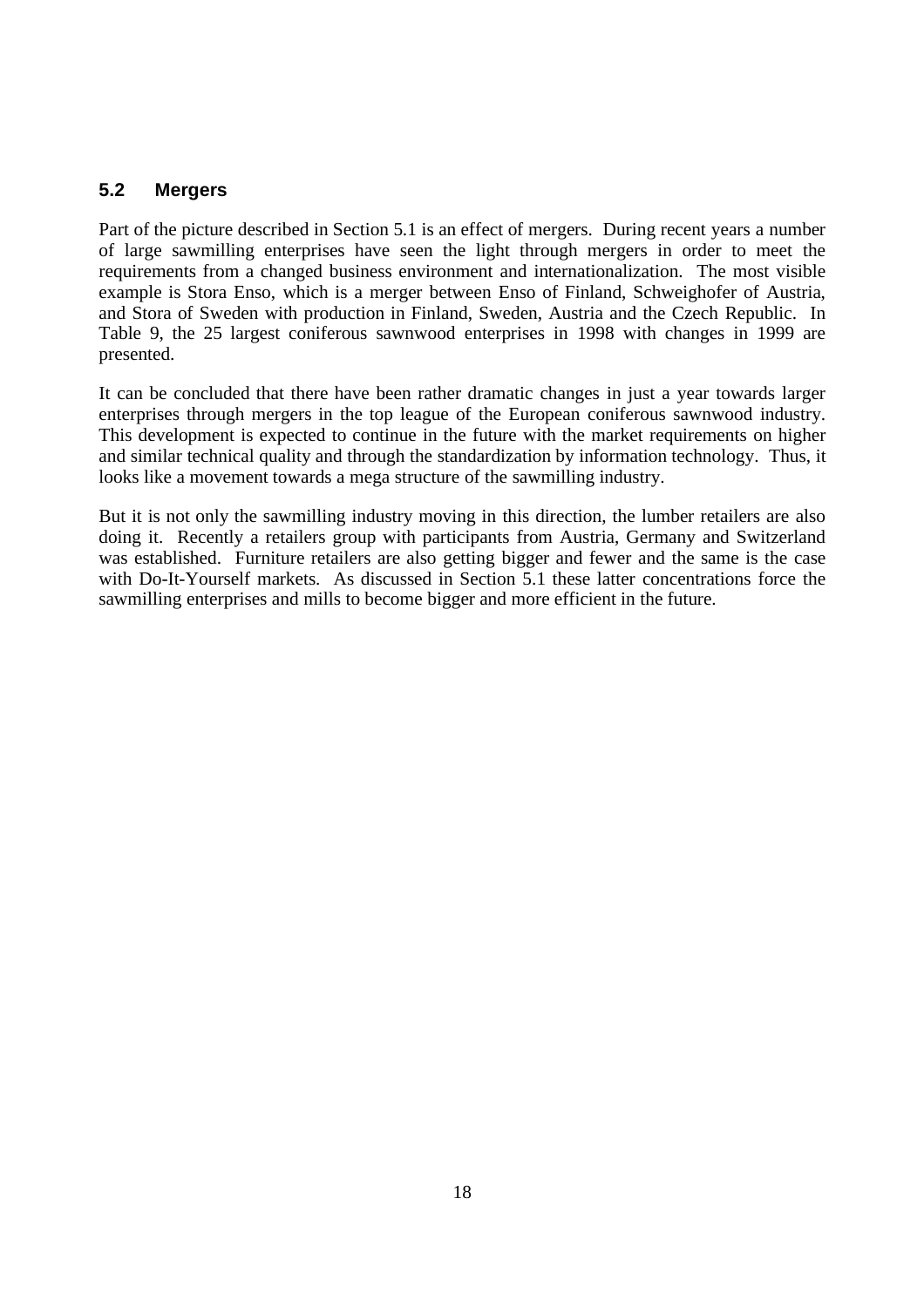## 5.2 Mergers

Part of the picture described in Section 5.1 is an effect of mergers. During recent years a number of large sawmilling enterprises have seen the light through mergers in order to meet the requirements from a changed business environment and internationalization. The most visible example is Stora Enso, which is a merger between Enso of Finland, Schweighofer of Austria, and Stora of Sweden with production in Finland, Sweden, Austria and the Czech Republic. In Table 9, the 25 largest coniferous sawnwood enterprises in 1998 with changes in 1999 are presented.

It can be concluded that there have been rather dramatic changes in just a year towards larger enterprises through mergers in the top league of the European coniferous sawnwood industry. This development is expected to continue in the future with the market requirements on higher and similar technical quality and through the standardization by information technology. Thus, it looks like a movement towards a mega structure of the sawmilling industry.

But it is not only the sawmilling industry moving in this direction, the lumber retailers are also doing it. Recently a retailers group with participants from Austria, Germany and Switzerland was established. Furniture retailers are also getting bigger and fewer and the same is the case with Do-It-Yourself markets. As discussed in Section 5.1 these latter concentrations force the sawmilling enterprises and mills to become bigger and more efficient in the future.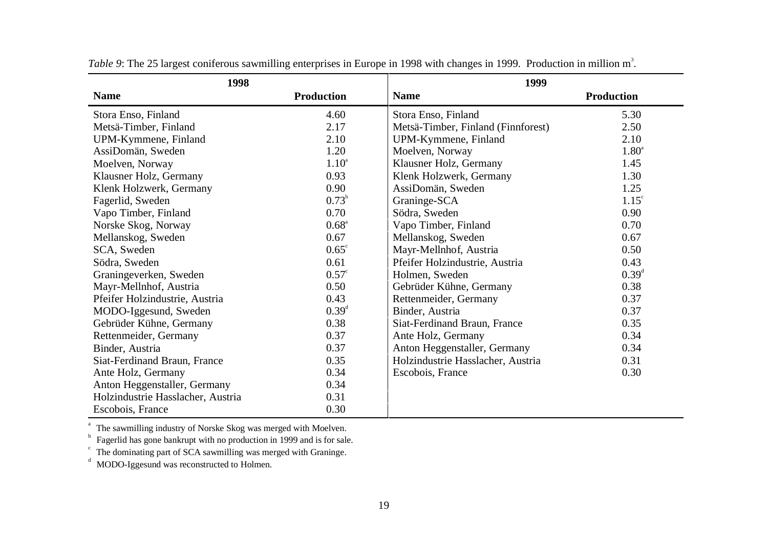*Table 9*: The 25 largest coniferous sawmilling enterprises in Europe in 1998 with changes in 1999. Production in million $m^3$.

| 1998 | | 1999 | |
|---|---|---|---|
| **Name** | **Production** | **Name** | **Production** |
| Stora Enso, Finland | 4.60 | Stora Enso, Finland | 5.30 |
| Metsä-Timber, Finland | 2.17 | Metsä-Timber, Finland (Finnforest) | 2.50 |
| UPM-Kymmene, Finland | 2.10 | UPM-Kymmene, Finland | 2.10 |
| AssiDomän, Sweden | 1.20 | Moelven, Norway | 1.80[a] |
| Moelven, Norway | 1.10[a] | Klausner Holz, Germany | 1.45 |
| Klausner Holz, Germany | 0.93 | Klenk Holzwerk, Germany | 1.30 |
| Klenk Holzwerk, Germany | 0.90 | AssiDomän, Sweden | 1.25 |
| Fagerlid, Sweden | 0.73[b] | Graninge-SCA | 1.15[c] |
| Vapo Timber, Finland | 0.70 | Södra, Sweden | 0.90 |
| Norske Skog, Norway | 0.68[a] | Vapo Timber, Finland | 0.70 |
| Mellanskog, Sweden | 0.67 | Mellanskog, Sweden | 0.67 |
| SCA, Sweden | 0.65[c] | Mayr-Mellnhof, Austria | 0.50 |
| Södra, Sweden | 0.61 | Pfeifer Holzindustrie, Austria | 0.43 |
| Graningeverken, Sweden | 0.57[c] | Holmen, Sweden | 0.39[d] |
| Mayr-Mellnhof, Austria | 0.50 | Gebrüder Kühne, Germany | 0.38 |
| Pfeifer Holzindustrie, Austria | 0.43 | Rettenmeider, Germany | 0.37 |
| MODO-Iggesund, Sweden | 0.39[d] | Binder, Austria | 0.37 |
| Gebrüder Kühne, Germany | 0.38 | Siat-Ferdinand Braun, France | 0.35 |
| Rettenmeider, Germany | 0.37 | Ante Holz, Germany | 0.34 |
| Binder, Austria | 0.37 | Anton Heggenstaller, Germany | 0.34 |
| Siat-Ferdinand Braun, France | 0.35 | Holzindustrie Hasslacher, Austria | 0.31 |
| Ante Holz, Germany | 0.34 | Escobois, France | 0.30 |
| Anton Heggenstaller, Germany | 0.34 | | |
| Holzindustrie Hasslacher, Austria | 0.31 | | |
| Escobois, France | 0.30 | | |

[a] The sawmilling industry of Norske Skog was merged with Moelven.
[b] Fagerlid has gone bankrupt with no production in 1999 and is for sale.
[c] The dominating part of SCA sawmilling was merged with Graninge.
[d] MODO-Iggesund was reconstructed to Holmen.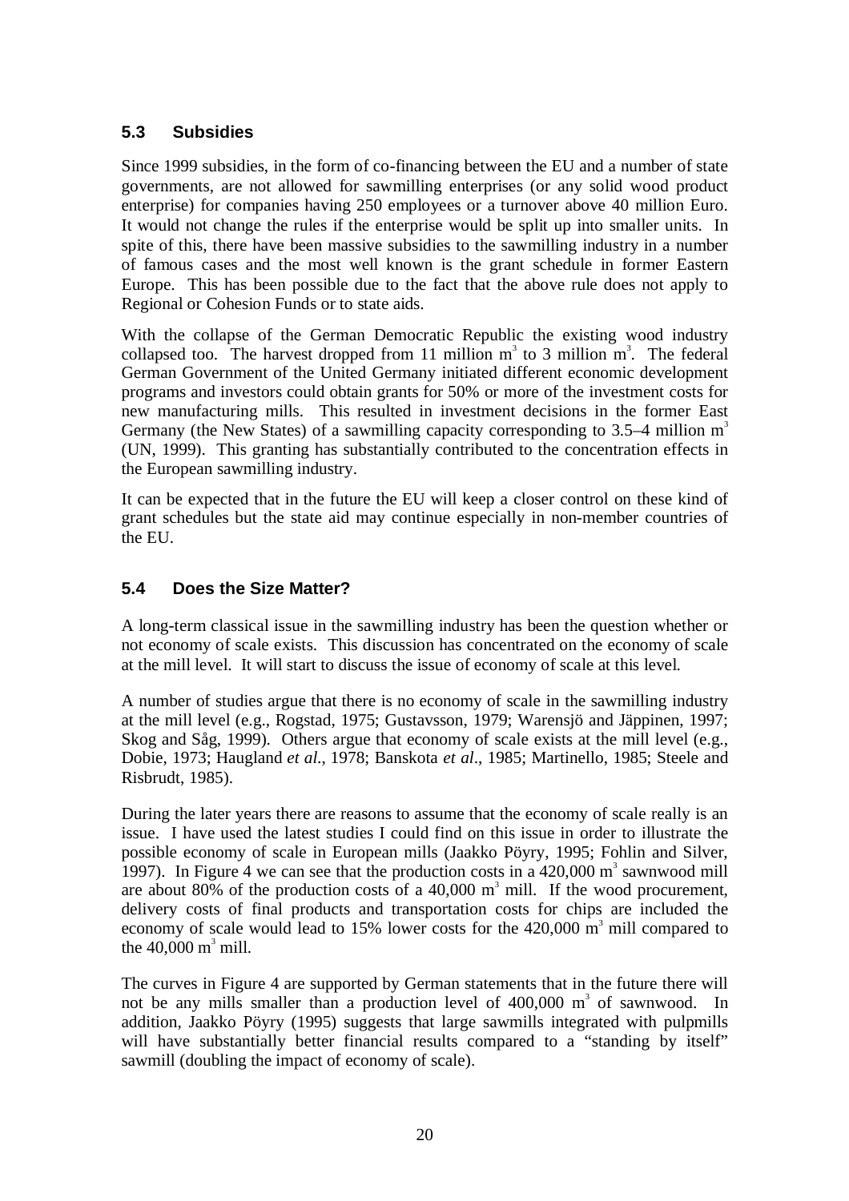## 5.3 Subsidies

Since 1999 subsidies, in the form of co-financing between the EU and a number of state governments, are not allowed for sawmilling enterprises (or any solid wood product enterprise) for companies having 250 employees or a turnover above 40 million Euro. It would not change the rules if the enterprise would be split up into smaller units. In spite of this, there have been massive subsidies to the sawmilling industry in a number of famous cases and the most well known is the grant schedule in former Eastern Europe. This has been possible due to the fact that the above rule does not apply to Regional or Cohesion Funds or to state aids.

With the collapse of the German Democratic Republic the existing wood industry collapsed too. The harvest dropped from 11 million $m^3$ to 3 million $m^3$. The federal German Government of the United Germany initiated different economic development programs and investors could obtain grants for 50% or more of the investment costs for new manufacturing mills. This resulted in investment decisions in the former East Germany (the New States) of a sawmilling capacity corresponding to 3.5–4 million $m^3$ (UN, 1999). This granting has substantially contributed to the concentration effects in the European sawmilling industry.

It can be expected that in the future the EU will keep a closer control on these kind of grant schedules but the state aid may continue especially in non-member countries of the EU.

## 5.4 Does the Size Matter?

A long-term classical issue in the sawmilling industry has been the question whether or not economy of scale exists. This discussion has concentrated on the economy of scale at the mill level. It will start to discuss the issue of economy of scale at this level.

A number of studies argue that there is no economy of scale in the sawmilling industry at the mill level (e.g., Rogstad, 1975; Gustavsson, 1979; Warensjö and Jäppinen, 1997; Skog and Såg, 1999). Others argue that economy of scale exists at the mill level (e.g., Dobie, 1973; Haugland *et al*., 1978; Banskota *et al*., 1985; Martinello, 1985; Steele and Risbrudt, 1985).

During the later years there are reasons to assume that the economy of scale really is an issue. I have used the latest studies I could find on this issue in order to illustrate the possible economy of scale in European mills (Jaakko Pöyry, 1995; Fohlin and Silver, 1997). In Figure 4 we can see that the production costs in a 420,000 $m^3$ sawnwood mill are about 80% of the production costs of a 40,000 $m^3$ mill. If the wood procurement, delivery costs of final products and transportation costs for chips are included the economy of scale would lead to 15% lower costs for the 420,000 $m^3$ mill compared to the 40,000 $m^3$ mill.

The curves in Figure 4 are supported by German statements that in the future there will not be any mills smaller than a production level of 400,000 $m^3$ of sawnwood. In addition, Jaakko Pöyry (1995) suggests that large sawmills integrated with pulpmills will have substantially better financial results compared to a "standing by itself" sawmill (doubling the impact of economy of scale).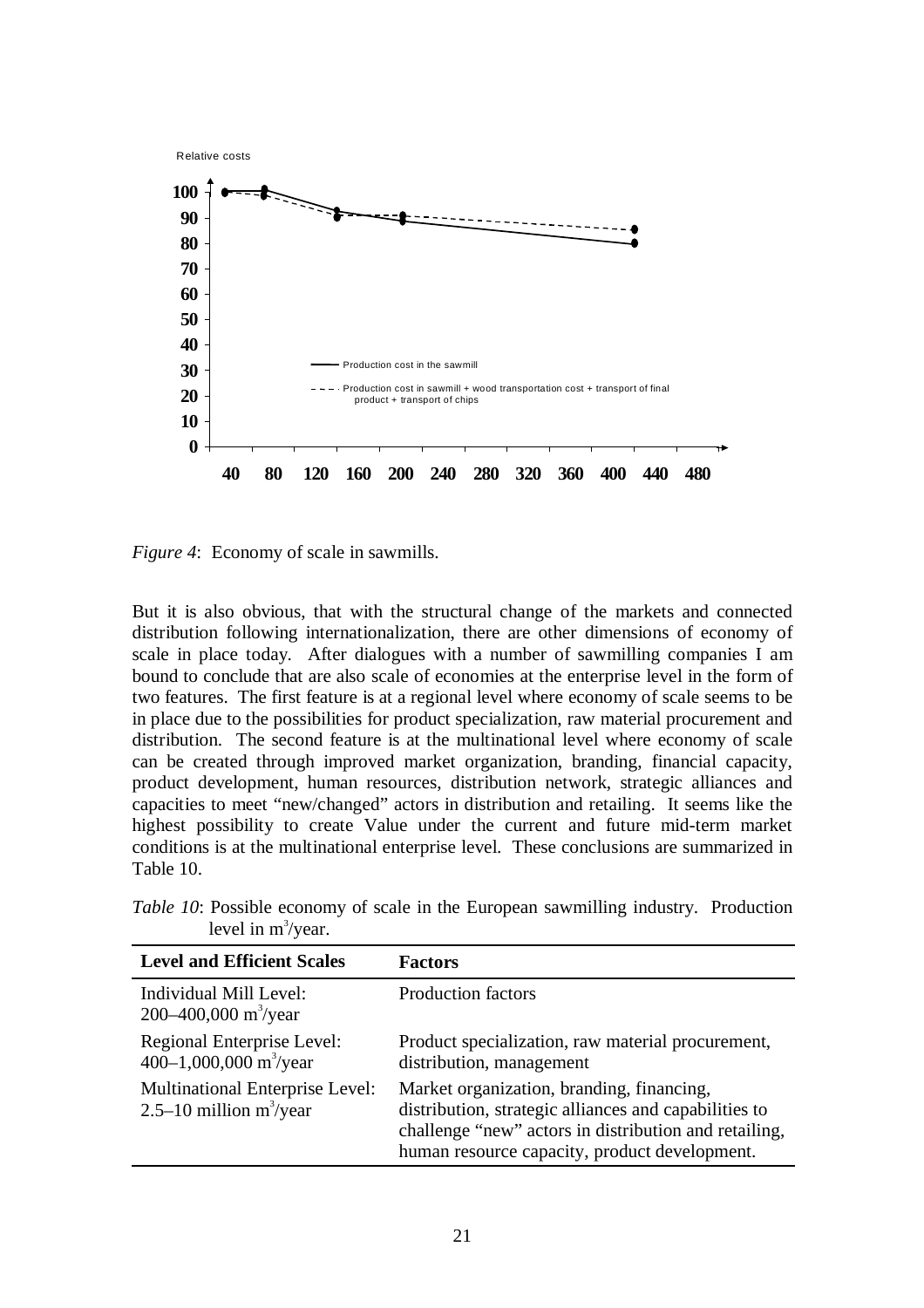*Figure 4*: Economy of scale in sawmills.

But it is also obvious, that with the structural change of the markets and connected distribution following internationalization, there are other dimensions of economy of scale in place today. After dialogues with a number of sawmilling companies I am bound to conclude that are also scale of economies at the enterprise level in the form of two features. The first feature is at a regional level where economy of scale seems to be in place due to the possibilities for product specialization, raw material procurement and distribution. The second feature is at the multinational level where economy of scale can be created through improved market organization, branding, financial capacity, product development, human resources, distribution network, strategic alliances and capacities to meet "new/changed" actors in distribution and retailing. It seems like the highest possibility to create Value under the current and future mid-term market conditions is at the multinational enterprise level. These conclusions are summarized in Table 10.

*Table 10*: Possible economy of scale in the European sawmilling industry. Production level in $m^3$/year.

| Level and Efficient Scales | Factors |
|---|---|
| Individual Mill Level: 200–400,000 $m^3$/year | Production factors |
| Regional Enterprise Level: 400–1,000,000 $m^3$/year | Product specialization, raw material procurement, distribution, management |
| Multinational Enterprise Level: 2.5–10 million $m^3$/year | Market organization, branding, financing, distribution, strategic alliances and capabilities to challenge "new" actors in distribution and retailing, human resource capacity, product development. |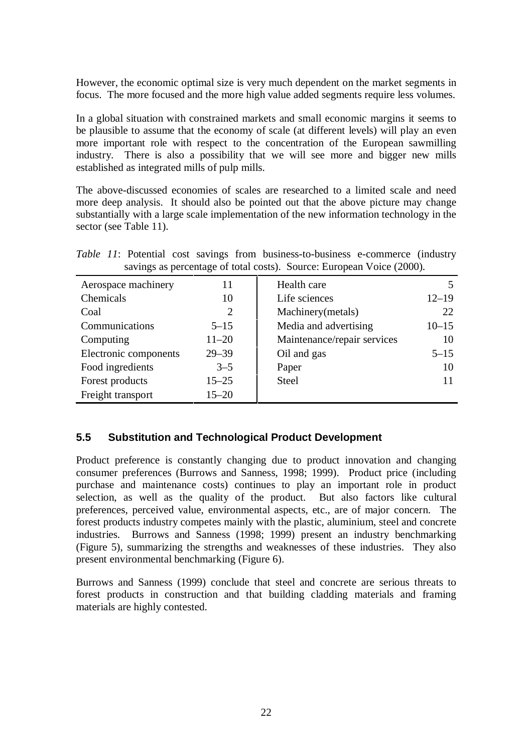However, the economic optimal size is very much dependent on the market segments in focus. The more focused and the more high value added segments require less volumes.

In a global situation with constrained markets and small economic margins it seems to be plausible to assume that the economy of scale (at different levels) will play an even more important role with respect to the concentration of the European sawmilling industry. There is also a possibility that we will see more and bigger new mills established as integrated mills of pulp mills.

The above-discussed economies of scales are researched to a limited scale and need more deep analysis. It should also be pointed out that the above picture may change substantially with a large scale implementation of the new information technology in the sector (see Table 11).

*Table 11*: Potential cost savings from business-to-business e-commerce (industry savings as percentage of total costs). Source: European Voice (2000).

| | | | |
|---|---|---|---|
| Aerospace machinery | 11 | Health care | 5 |
| Chemicals | 10 | Life sciences | 12–19 |
| Coal | 2 | Machinery(metals) | 22 |
| Communications | 5–15 | Media and advertising | 10–15 |
| Computing | 11–20 | Maintenance/repair services | 10 |
| Electronic components | 29–39 | Oil and gas | 5–15 |
| Food ingredients | 3–5 | Paper | 10 |
| Forest products | 15–25 | Steel | 11 |
| Freight transport | 15–20 | | |

## 5.5 Substitution and Technological Product Development

Product preference is constantly changing due to product innovation and changing consumer preferences (Burrows and Sanness, 1998; 1999). Product price (including purchase and maintenance costs) continues to play an important role in product selection, as well as the quality of the product. But also factors like cultural preferences, perceived value, environmental aspects, etc., are of major concern. The forest products industry competes mainly with the plastic, aluminium, steel and concrete industries. Burrows and Sanness (1998; 1999) present an industry benchmarking (Figure 5), summarizing the strengths and weaknesses of these industries. They also present environmental benchmarking (Figure 6).

Burrows and Sanness (1999) conclude that steel and concrete are serious threats to forest products in construction and that building cladding materials and framing materials are highly contested.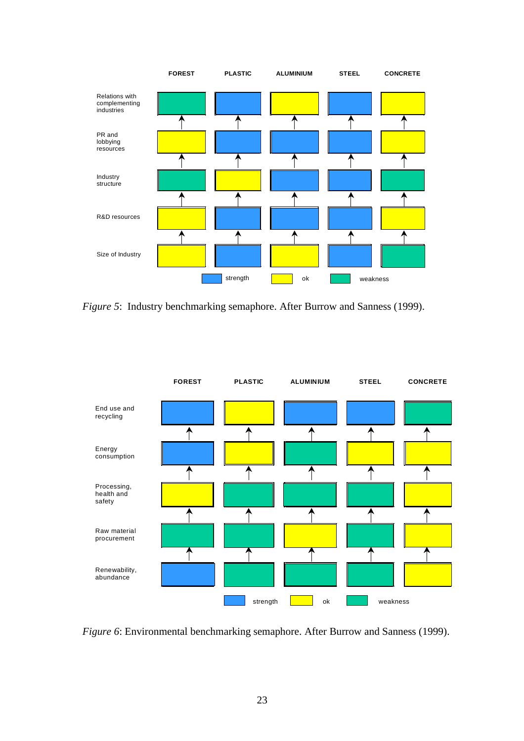| | FOREST | PLASTIC | ALUMINIUM | STEEL | CONCRETE |
|---|---|---|---|---|---|
| Relations with complementing industries | weakness | strength | ok | strength | ok |
| PR and lobbying resources | ok | strength | strength | strength | ok |
| Industry structure | weakness | ok | strength | strength | weakness |
| R&D resources | ok | strength | strength | strength | ok |
| Size of Industry | ok | strength | ok | strength | weakness |

*Figure 5*: Industry benchmarking semaphore. After Burrow and Sanness (1999).

| | FOREST | PLASTIC | ALUMINIUM | STEEL | CONCRETE |
|---|---|---|---|---|---|
| End use and recycling | strength | ok | strength | strength | weakness |
| Energy consumption | strength | ok | weakness | ok | ok |
| Processing, health and safety | ok | weakness | weakness | weakness | ok |
| Raw material procurement | weakness | weakness | ok | weakness | ok |
| Renewability, abundance | strength | weakness | weakness | weakness | ok |

*Figure 6*: Environmental benchmarking semaphore. After Burrow and Sanness (1999).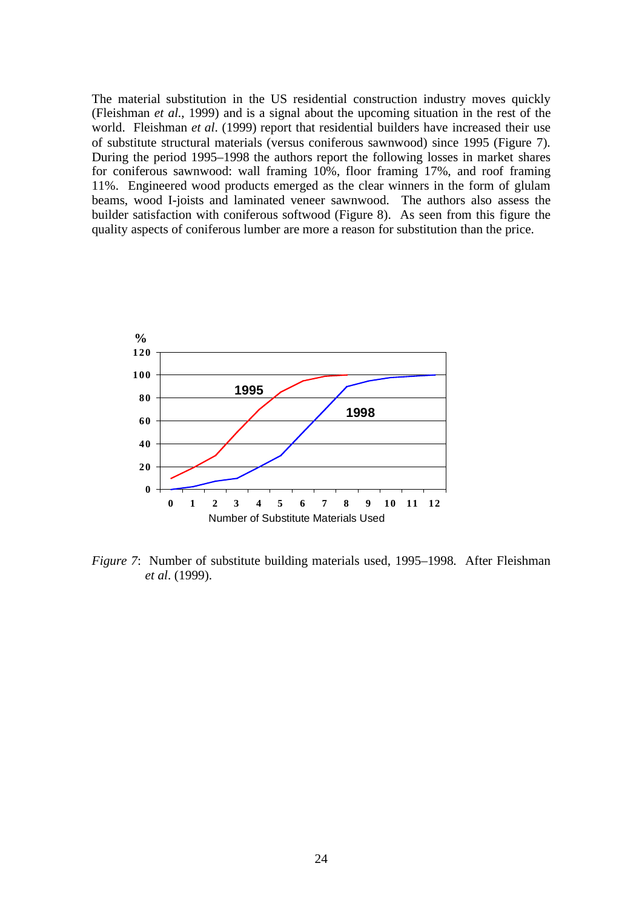The material substitution in the US residential construction industry moves quickly (Fleishman *et al*., 1999) and is a signal about the upcoming situation in the rest of the world. Fleishman *et al*. (1999) report that residential builders have increased their use of substitute structural materials (versus coniferous sawnwood) since 1995 (Figure 7). During the period 1995–1998 the authors report the following losses in market shares for coniferous sawnwood: wall framing 10%, floor framing 17%, and roof framing 11%. Engineered wood products emerged as the clear winners in the form of glulam beams, wood I-joists and laminated veneer sawnwood. The authors also assess the builder satisfaction with coniferous softwood (Figure 8). As seen from this figure the quality aspects of coniferous lumber are more a reason for substitution than the price.

*Figure 7*: Number of substitute building materials used, 1995–1998. After Fleishman *et al*. (1999).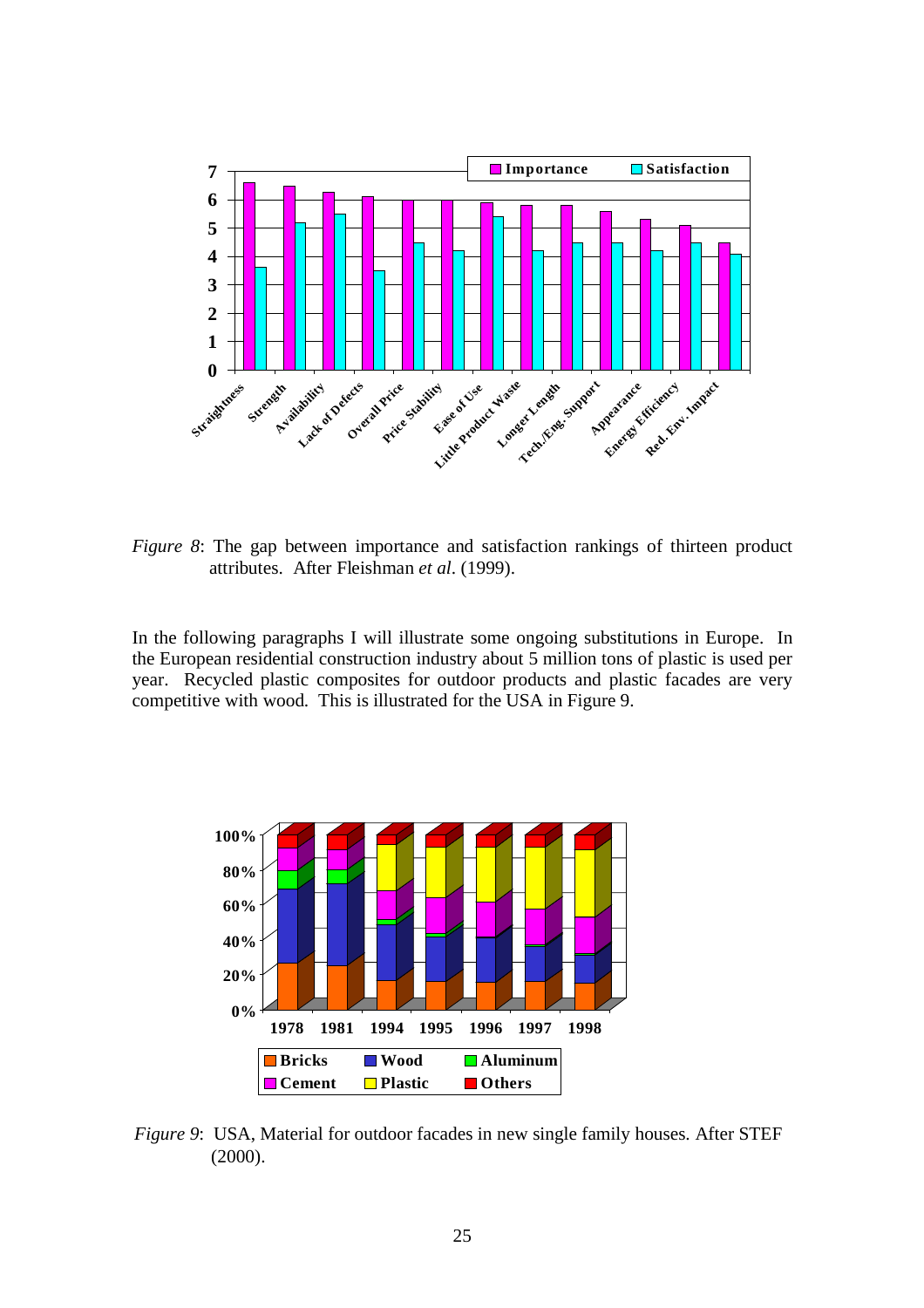*Figure 8*: The gap between importance and satisfaction rankings of thirteen product attributes. After Fleishman *et al*. (1999).

In the following paragraphs I will illustrate some ongoing substitutions in Europe. In the European residential construction industry about 5 million tons of plastic is used per year. Recycled plastic composites for outdoor products and plastic facades are very competitive with wood. This is illustrated for the USA in Figure 9.

*Figure 9*: USA, Material for outdoor facades in new single family houses. After STEF (2000).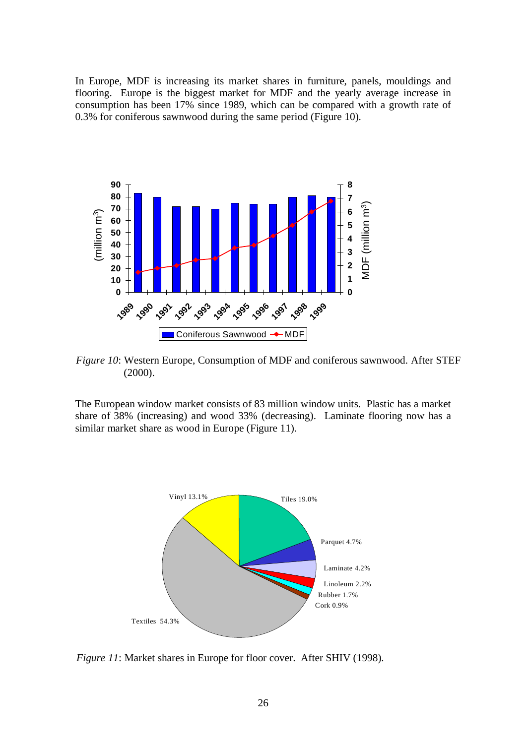In Europe, MDF is increasing its market shares in furniture, panels, mouldings and flooring. Europe is the biggest market for MDF and the yearly average increase in consumption has been 17% since 1989, which can be compared with a growth rate of 0.3% for coniferous sawnwood during the same period (Figure 10).

*Figure 10*: Western Europe, Consumption of MDF and coniferous sawnwood. After STEF (2000).

The European window market consists of 83 million window units. Plastic has a market share of 38% (increasing) and wood 33% (decreasing). Laminate flooring now has a similar market share as wood in Europe (Figure 11).

*Figure 11*: Market shares in Europe for floor cover. After SHIV (1998).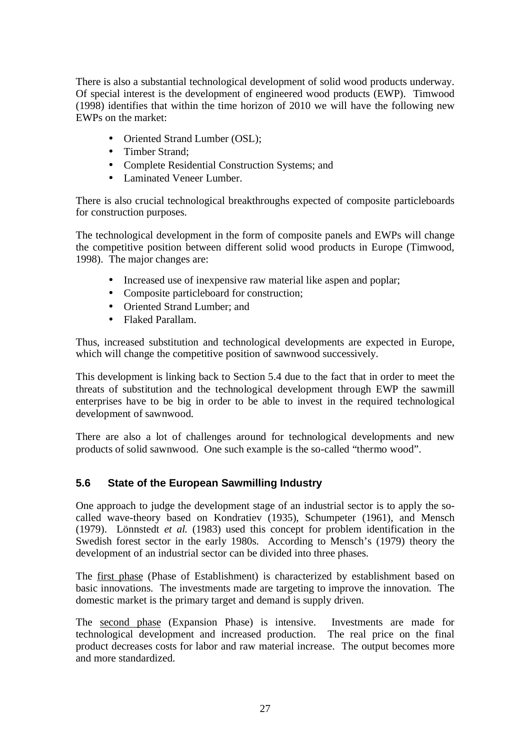There is also a substantial technological development of solid wood products underway. Of special interest is the development of engineered wood products (EWP). Timwood (1998) identifies that within the time horizon of 2010 we will have the following new EWPs on the market:

- Oriented Strand Lumber (OSL);
- Timber Strand;
- Complete Residential Construction Systems; and
- Laminated Veneer Lumber.

There is also crucial technological breakthroughs expected of composite particleboards for construction purposes.

The technological development in the form of composite panels and EWPs will change the competitive position between different solid wood products in Europe (Timwood, 1998). The major changes are:

- Increased use of inexpensive raw material like aspen and poplar;
- Composite particleboard for construction;
- Oriented Strand Lumber; and
- Flaked Parallam.

Thus, increased substitution and technological developments are expected in Europe, which will change the competitive position of sawnwood successively.

This development is linking back to Section 5.4 due to the fact that in order to meet the threats of substitution and the technological development through EWP the sawmill enterprises have to be big in order to be able to invest in the required technological development of sawnwood.

There are also a lot of challenges around for technological developments and new products of solid sawnwood. One such example is the so-called "thermo wood".

### 5.6 State of the European Sawmilling Industry

One approach to judge the development stage of an industrial sector is to apply the so-called wave-theory based on Kondratiev (1935), Schumpeter (1961), and Mensch (1979). Lönnstedt *et al.* (1983) used this concept for problem identification in the Swedish forest sector in the early 1980s. According to Mensch's (1979) theory the development of an industrial sector can be divided into three phases.

The first phase (Phase of Establishment) is characterized by establishment based on basic innovations. The investments made are targeting to improve the innovation. The domestic market is the primary target and demand is supply driven.

The second phase (Expansion Phase) is intensive. Investments are made for technological development and increased production. The real price on the final product decreases costs for labor and raw material increase. The output becomes more and more standardized.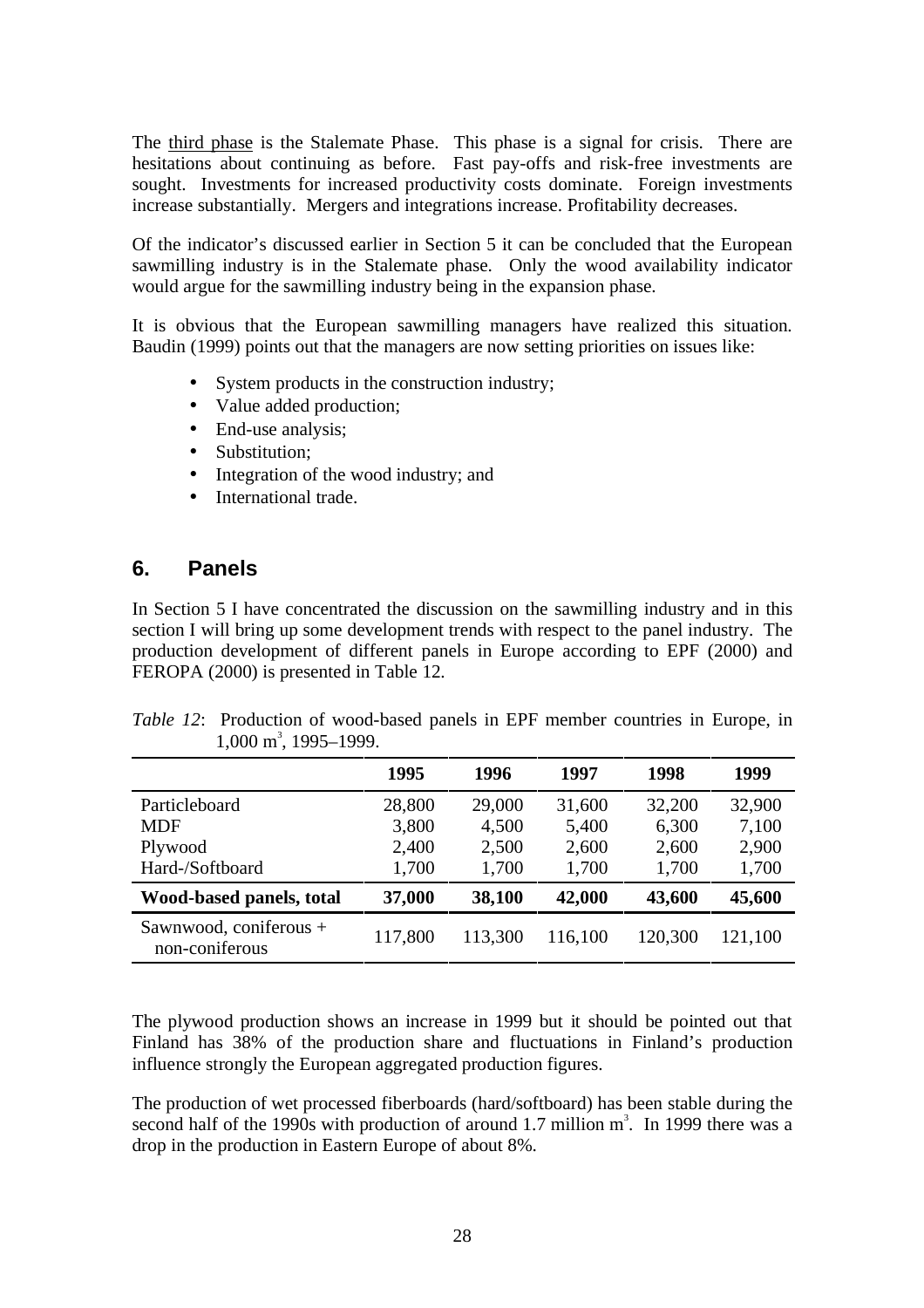The third phase is the Stalemate Phase. This phase is a signal for crisis. There are hesitations about continuing as before. Fast pay-offs and risk-free investments are sought. Investments for increased productivity costs dominate. Foreign investments increase substantially. Mergers and integrations increase. Profitability decreases.

Of the indicator's discussed earlier in Section 5 it can be concluded that the European sawmilling industry is in the Stalemate phase. Only the wood availability indicator would argue for the sawmilling industry being in the expansion phase.

It is obvious that the European sawmilling managers have realized this situation. Baudin (1999) points out that the managers are now setting priorities on issues like:

- System products in the construction industry;
- Value added production;
- End-use analysis;
- Substitution;
- Integration of the wood industry; and
- International trade.

## 6. Panels

In Section 5 I have concentrated the discussion on the sawmilling industry and in this section I will bring up some development trends with respect to the panel industry. The production development of different panels in Europe according to EPF (2000) and FEROPA (2000) is presented in Table 12.

*Table 12*: Production of wood-based panels in EPF member countries in Europe, in 1,000 $m^3$, 1995–1999.

| | 1995 | 1996 | 1997 | 1998 | 1999 |
|---|---|---|---|---|---|
| Particleboard | 28,800 | 29,000 | 31,600 | 32,200 | 32,900 |
| MDF | 3,800 | 4,500 | 5,400 | 6,300 | 7,100 |
| Plywood | 2,400 | 2,500 | 2,600 | 2,600 | 2,900 |
| Hard-/Softboard | 1,700 | 1,700 | 1,700 | 1,700 | 1,700 |
| **Wood-based panels, total** | **37,000** | **38,100** | **42,000** | **43,600** | **45,600** |
| Sawnwood, coniferous + non-coniferous | 117,800 | 113,300 | 116,100 | 120,300 | 121,100 |

The plywood production shows an increase in 1999 but it should be pointed out that Finland has 38% of the production share and fluctuations in Finland's production influence strongly the European aggregated production figures.

The production of wet processed fiberboards (hard/softboard) has been stable during the second half of the 1990s with production of around 1.7 million $m^3$. In 1999 there was a drop in the production in Eastern Europe of about 8%.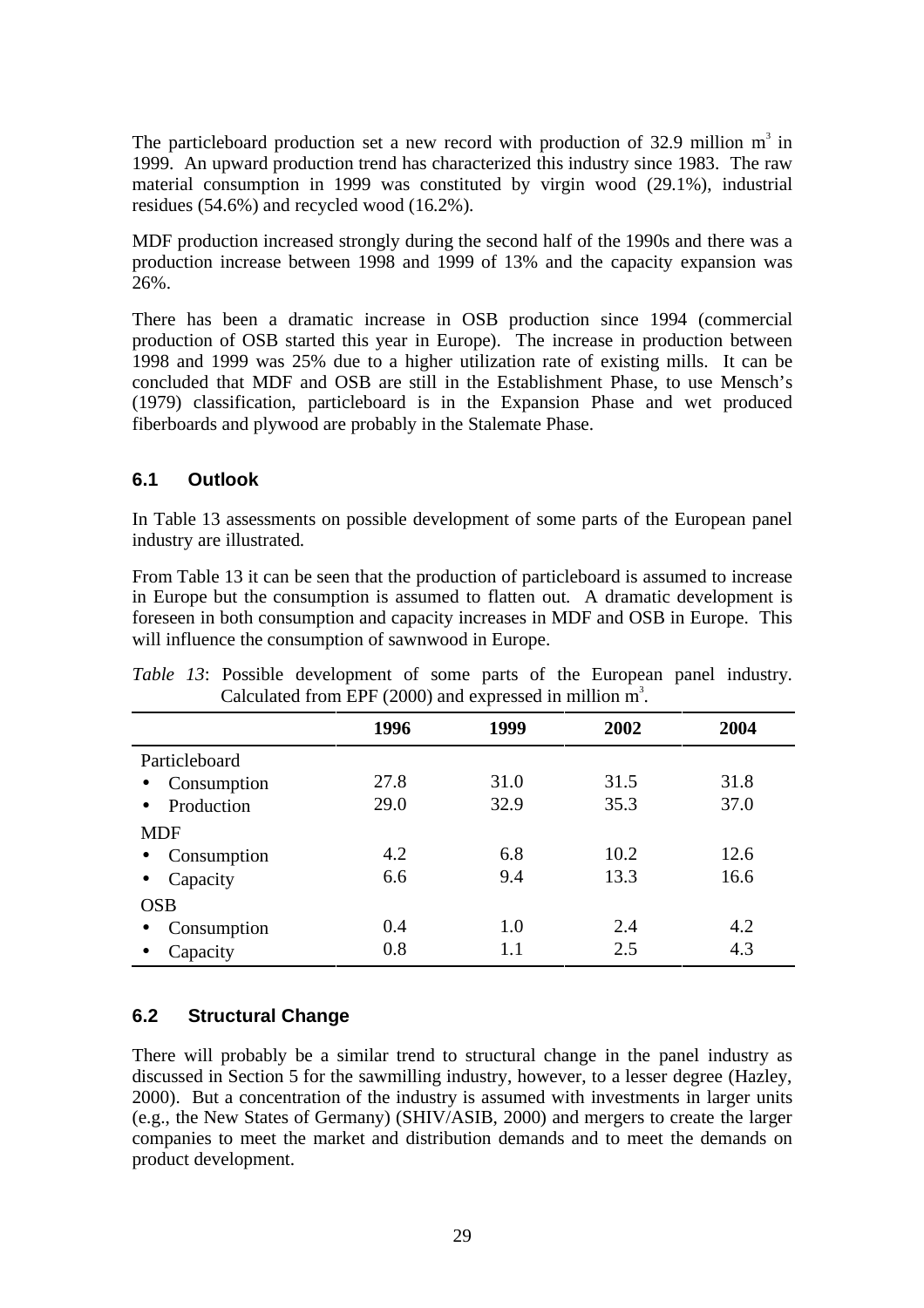The particleboard production set a new record with production of 32.9 million m$^3$ in 1999. An upward production trend has characterized this industry since 1983. The raw material consumption in 1999 was constituted by virgin wood (29.1%), industrial residues (54.6%) and recycled wood (16.2%).

MDF production increased strongly during the second half of the 1990s and there was a production increase between 1998 and 1999 of 13% and the capacity expansion was 26%.

There has been a dramatic increase in OSB production since 1994 (commercial production of OSB started this year in Europe). The increase in production between 1998 and 1999 was 25% due to a higher utilization rate of existing mills. It can be concluded that MDF and OSB are still in the Establishment Phase, to use Mensch's (1979) classification, particleboard is in the Expansion Phase and wet produced fiberboards and plywood are probably in the Stalemate Phase.

## 6.1 Outlook

In Table 13 assessments on possible development of some parts of the European panel industry are illustrated.

From Table 13 it can be seen that the production of particleboard is assumed to increase in Europe but the consumption is assumed to flatten out. A dramatic development is foreseen in both consumption and capacity increases in MDF and OSB in Europe. This will influence the consumption of sawnwood in Europe.

*Table 13*: Possible development of some parts of the European panel industry. Calculated from EPF (2000) and expressed in million m$^3$.

| | 1996 | 1999 | 2002 | 2004 |
|---|---|---|---|---|
| Particleboard | | | | |
| • Consumption | 27.8 | 31.0 | 31.5 | 31.8 |
| • Production | 29.0 | 32.9 | 35.3 | 37.0 |
| MDF | | | | |
| • Consumption | 4.2 | 6.8 | 10.2 | 12.6 |
| • Capacity | 6.6 | 9.4 | 13.3 | 16.6 |
| OSB | | | | |
| • Consumption | 0.4 | 1.0 | 2.4 | 4.2 |
| • Capacity | 0.8 | 1.1 | 2.5 | 4.3 |

## 6.2 Structural Change

There will probably be a similar trend to structural change in the panel industry as discussed in Section 5 for the sawmilling industry, however, to a lesser degree (Hazley, 2000). But a concentration of the industry is assumed with investments in larger units (e.g., the New States of Germany) (SHIV/ASIB, 2000) and mergers to create the larger companies to meet the market and distribution demands and to meet the demands on product development.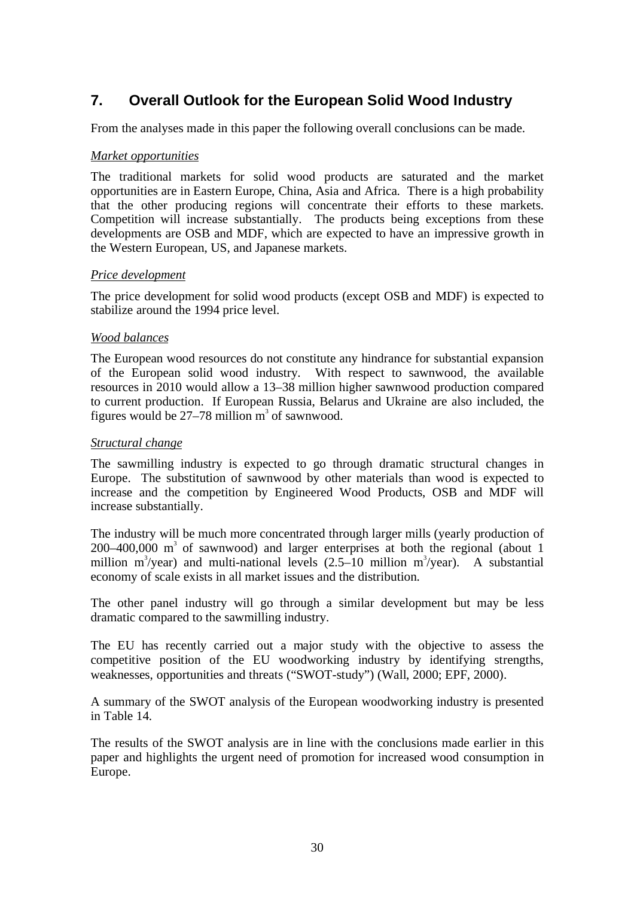## 7. Overall Outlook for the European Solid Wood Industry

From the analyses made in this paper the following overall conclusions can be made.

*Market opportunities*

The traditional markets for solid wood products are saturated and the market opportunities are in Eastern Europe, China, Asia and Africa. There is a high probability that the other producing regions will concentrate their efforts to these markets. Competition will increase substantially. The products being exceptions from these developments are OSB and MDF, which are expected to have an impressive growth in the Western European, US, and Japanese markets.

*Price development*

The price development for solid wood products (except OSB and MDF) is expected to stabilize around the 1994 price level.

*Wood balances*

The European wood resources do not constitute any hindrance for substantial expansion of the European solid wood industry. With respect to sawnwood, the available resources in 2010 would allow a 13–38 million higher sawnwood production compared to current production. If European Russia, Belarus and Ukraine are also included, the figures would be 27–78 million $m^3$ of sawnwood.

*Structural change*

The sawmilling industry is expected to go through dramatic structural changes in Europe. The substitution of sawnwood by other materials than wood is expected to increase and the competition by Engineered Wood Products, OSB and MDF will increase substantially.

The industry will be much more concentrated through larger mills (yearly production of 200–400,000 $m^3$ of sawnwood) and larger enterprises at both the regional (about 1 million $m^3$/year) and multi-national levels (2.5–10 million $m^3$/year). A substantial economy of scale exists in all market issues and the distribution.

The other panel industry will go through a similar development but may be less dramatic compared to the sawmilling industry.

The EU has recently carried out a major study with the objective to assess the competitive position of the EU woodworking industry by identifying strengths, weaknesses, opportunities and threats ("SWOT-study") (Wall, 2000; EPF, 2000).

A summary of the SWOT analysis of the European woodworking industry is presented in Table 14.

The results of the SWOT analysis are in line with the conclusions made earlier in this paper and highlights the urgent need of promotion for increased wood consumption in Europe.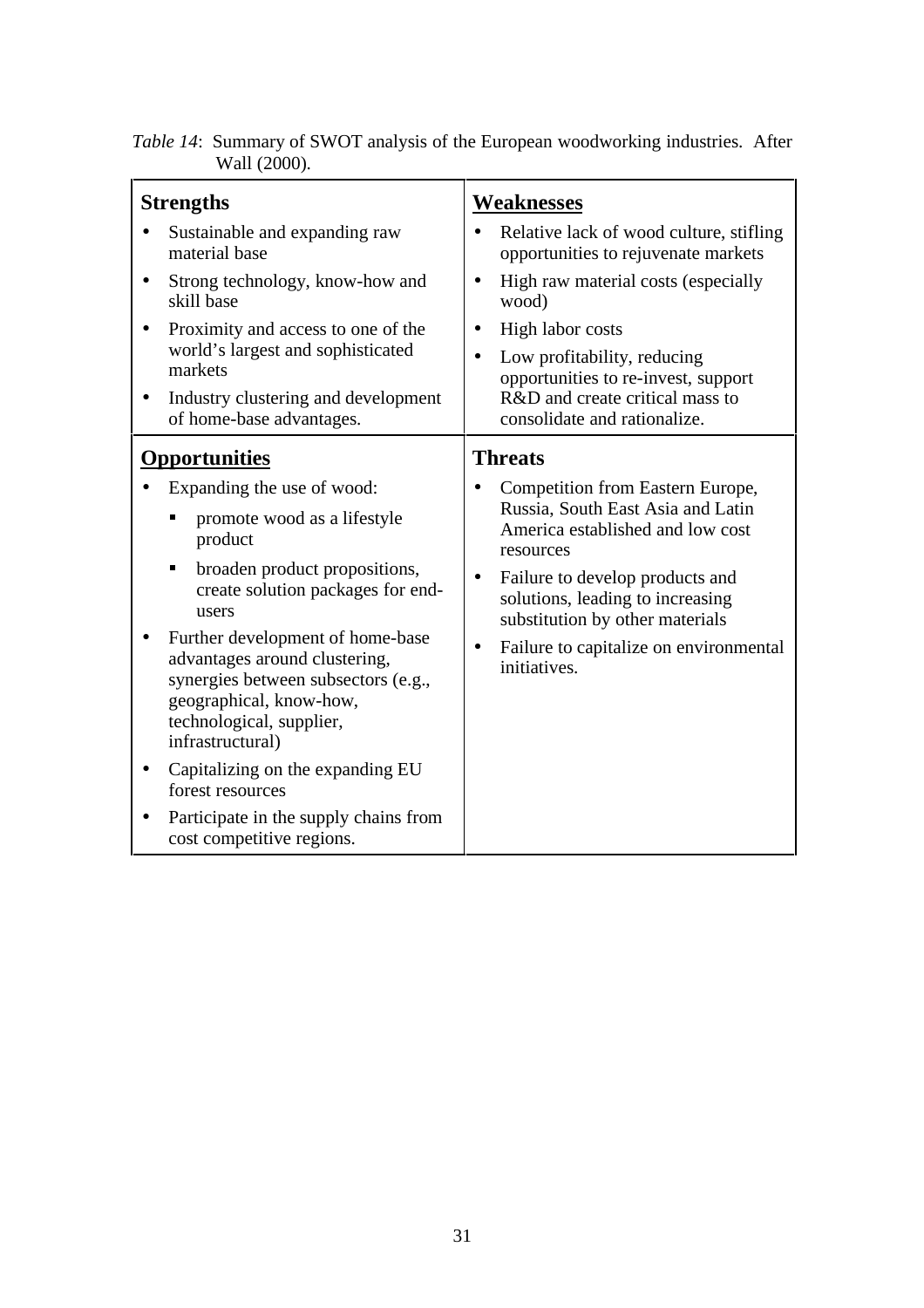*Table 14*: Summary of SWOT analysis of the European woodworking industries. After Wall (2000).

| **Strengths** | **Weaknesses** |
| --- | --- |
| • Sustainable and expanding raw material base<br>• Strong technology, know-how and skill base<br>• Proximity and access to one of the world's largest and sophisticated markets<br>• Industry clustering and development of home-base advantages. | • Relative lack of wood culture, stifling opportunities to rejuvenate markets<br>• High raw material costs (especially wood)<br>• High labor costs<br>• Low profitability, reducing opportunities to re-invest, support R&D and create critical mass to consolidate and rationalize. |
| **Opportunities** | **Threats** |
| • Expanding the use of wood:<br>  ▪ promote wood as a lifestyle product<br>  ▪ broaden product propositions, create solution packages for end-users<br>• Further development of home-base advantages around clustering, synergies between subsectors (e.g., geographical, know-how, technological, supplier, infrastructural)<br>• Capitalizing on the expanding EU forest resources<br>• Participate in the supply chains from cost competitive regions. | • Competition from Eastern Europe, Russia, South East Asia and Latin America established and low cost resources<br>• Failure to develop products and solutions, leading to increasing substitution by other materials<br>• Failure to capitalize on environmental initiatives. |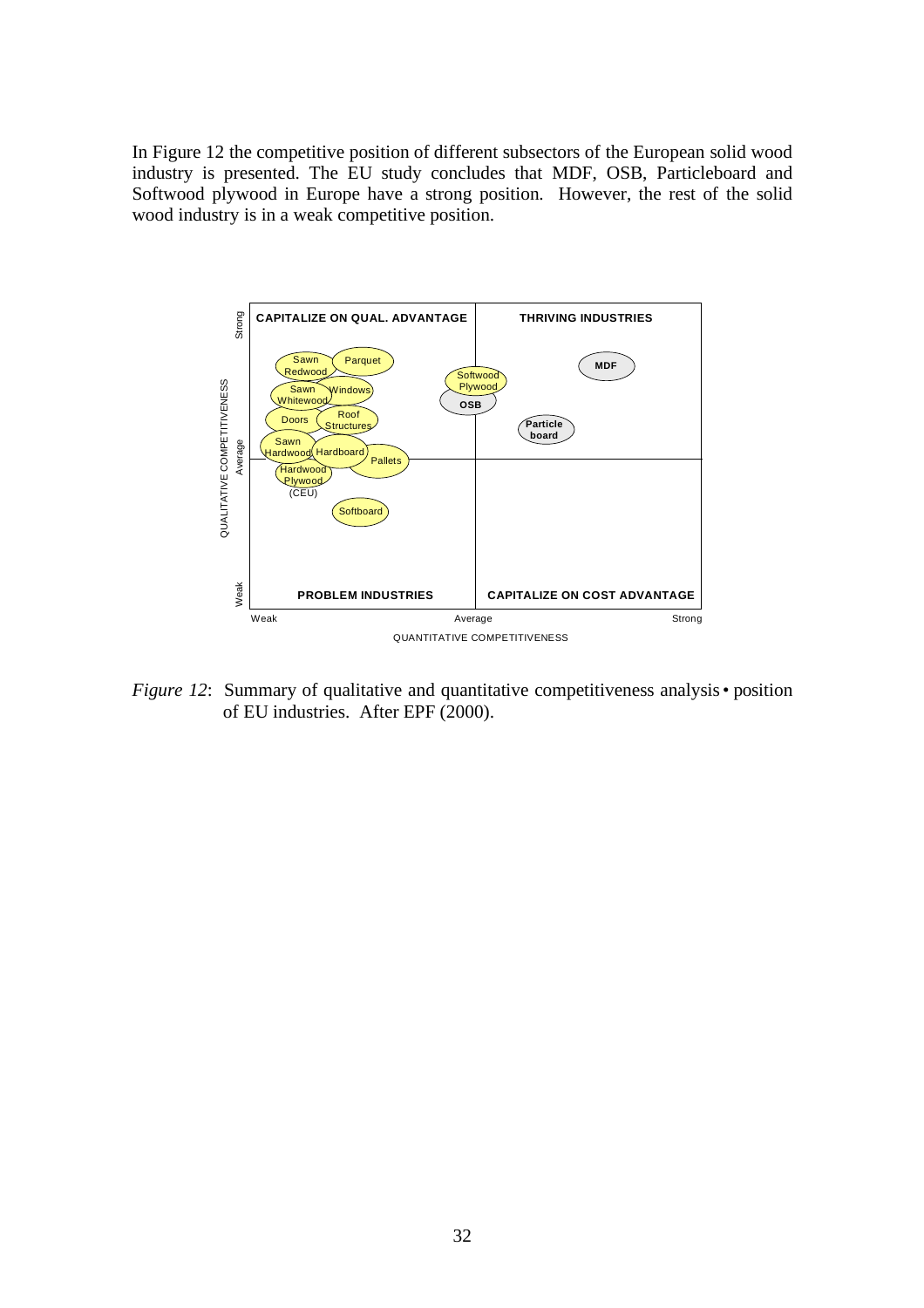In Figure 12 the competitive position of different subsectors of the European solid wood industry is presented. The EU study concludes that MDF, OSB, Particleboard and Softwood plywood in Europe have a strong position. However, the rest of the solid wood industry is in a weak competitive position.

*Figure 12*: Summary of qualitative and quantitative competitiveness analysis • position of EU industries. After EPF (2000).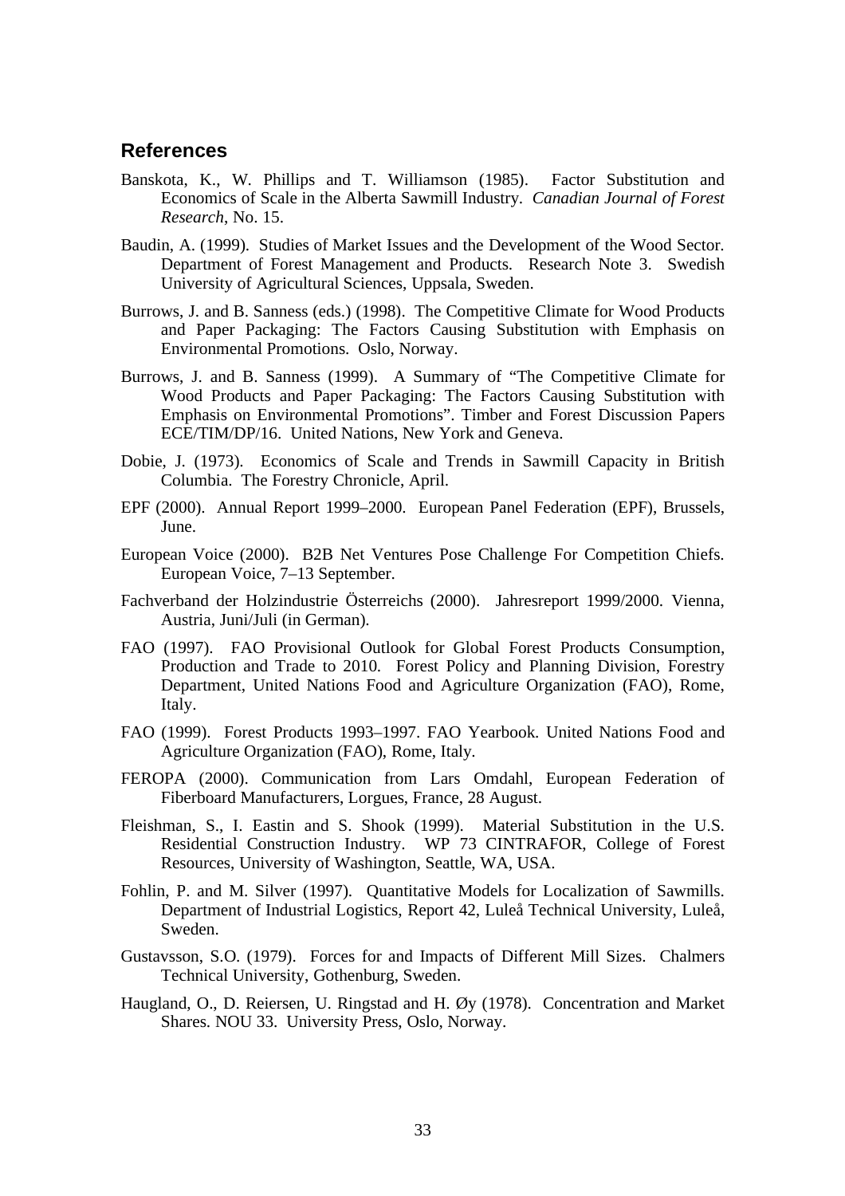## References

Banskota, K., W. Phillips and T. Williamson (1985). Factor Substitution and Economics of Scale in the Alberta Sawmill Industry. *Canadian Journal of Forest Research*, No. 15.

Baudin, A. (1999). Studies of Market Issues and the Development of the Wood Sector. Department of Forest Management and Products. Research Note 3. Swedish University of Agricultural Sciences, Uppsala, Sweden.

Burrows, J. and B. Sanness (eds.) (1998). The Competitive Climate for Wood Products and Paper Packaging: The Factors Causing Substitution with Emphasis on Environmental Promotions. Oslo, Norway.

Burrows, J. and B. Sanness (1999). A Summary of "The Competitive Climate for Wood Products and Paper Packaging: The Factors Causing Substitution with Emphasis on Environmental Promotions". Timber and Forest Discussion Papers ECE/TIM/DP/16. United Nations, New York and Geneva.

Dobie, J. (1973). Economics of Scale and Trends in Sawmill Capacity in British Columbia. The Forestry Chronicle, April.

EPF (2000). Annual Report 1999–2000. European Panel Federation (EPF), Brussels, June.

European Voice (2000). B2B Net Ventures Pose Challenge For Competition Chiefs. European Voice, 7–13 September.

Fachverband der Holzindustrie Österreichs (2000). Jahresreport 1999/2000. Vienna, Austria, Juni/Juli (in German).

FAO (1997). FAO Provisional Outlook for Global Forest Products Consumption, Production and Trade to 2010. Forest Policy and Planning Division, Forestry Department, United Nations Food and Agriculture Organization (FAO), Rome, Italy.

FAO (1999). Forest Products 1993–1997. FAO Yearbook. United Nations Food and Agriculture Organization (FAO), Rome, Italy.

FEROPA (2000). Communication from Lars Omdahl, European Federation of Fiberboard Manufacturers, Lorgues, France, 28 August.

Fleishman, S., I. Eastin and S. Shook (1999). Material Substitution in the U.S. Residential Construction Industry. WP 73 CINTRAFOR, College of Forest Resources, University of Washington, Seattle, WA, USA.

Fohlin, P. and M. Silver (1997). Quantitative Models for Localization of Sawmills. Department of Industrial Logistics, Report 42, Luleå Technical University, Luleå, Sweden.

Gustavsson, S.O. (1979). Forces for and Impacts of Different Mill Sizes. Chalmers Technical University, Gothenburg, Sweden.

Haugland, O., D. Reiersen, U. Ringstad and H. Øy (1978). Concentration and Market Shares. NOU 33. University Press, Oslo, Norway.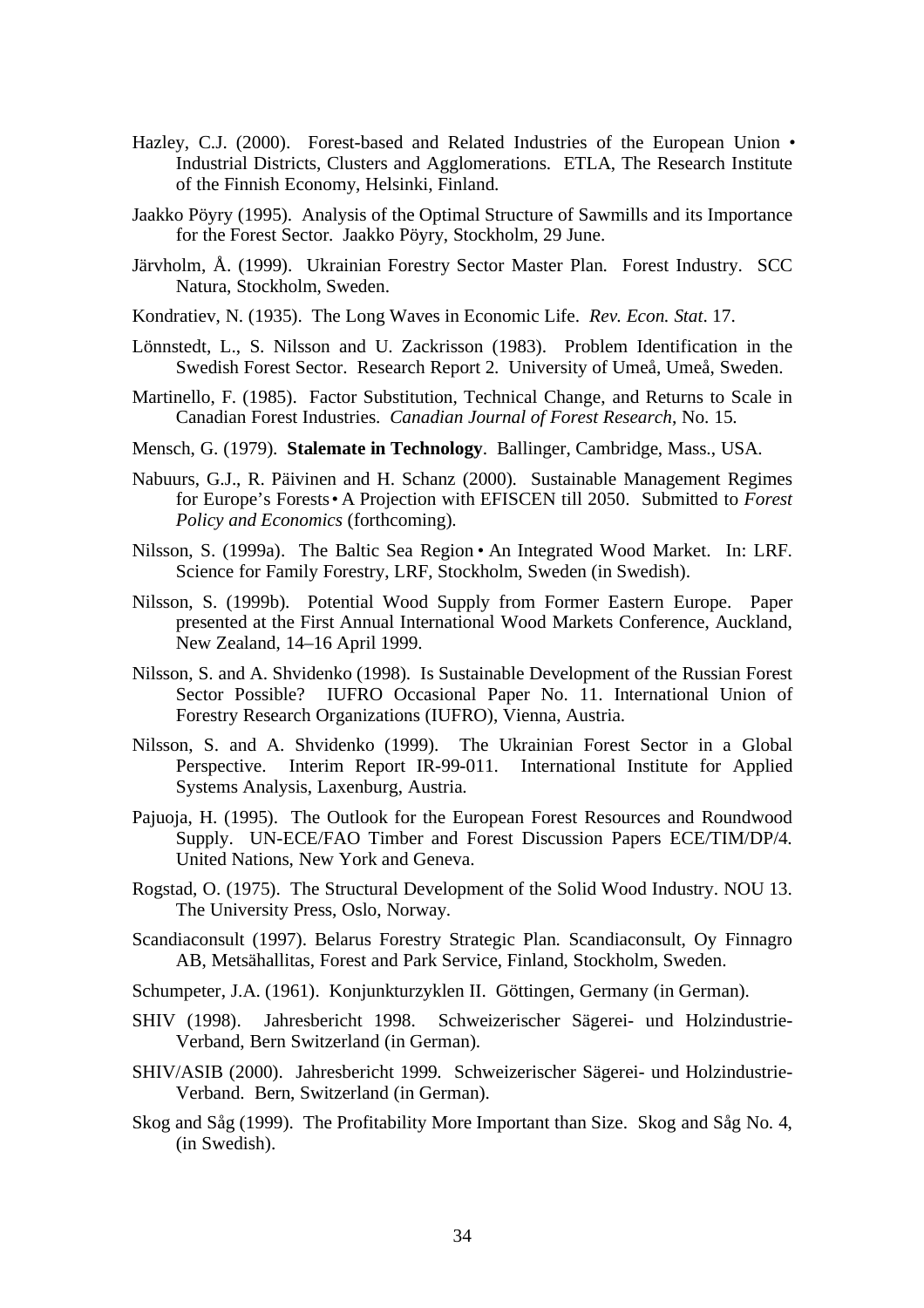Hazley, C.J. (2000). Forest-based and Related Industries of the European Union • Industrial Districts, Clusters and Agglomerations. ETLA, The Research Institute of the Finnish Economy, Helsinki, Finland.

Jaakko Pöyry (1995). Analysis of the Optimal Structure of Sawmills and its Importance for the Forest Sector. Jaakko Pöyry, Stockholm, 29 June.

Järvholm, Å. (1999). Ukrainian Forestry Sector Master Plan. Forest Industry. SCC Natura, Stockholm, Sweden.

Kondratiev, N. (1935). The Long Waves in Economic Life. *Rev. Econ. Stat*. 17.

Lönnstedt, L., S. Nilsson and U. Zackrisson (1983). Problem Identification in the Swedish Forest Sector. Research Report 2. University of Umeå, Umeå, Sweden.

Martinello, F. (1985). Factor Substitution, Technical Change, and Returns to Scale in Canadian Forest Industries. *Canadian Journal of Forest Research*, No. 15.

Mensch, G. (1979). **Stalemate in Technology**. Ballinger, Cambridge, Mass., USA.

Nabuurs, G.J., R. Päivinen and H. Schanz (2000). Sustainable Management Regimes for Europe's Forests • A Projection with EFISCEN till 2050. Submitted to *Forest Policy and Economics* (forthcoming).

Nilsson, S. (1999a). The Baltic Sea Region • An Integrated Wood Market. In: LRF. Science for Family Forestry, LRF, Stockholm, Sweden (in Swedish).

Nilsson, S. (1999b). Potential Wood Supply from Former Eastern Europe. Paper presented at the First Annual International Wood Markets Conference, Auckland, New Zealand, 14–16 April 1999.

Nilsson, S. and A. Shvidenko (1998). Is Sustainable Development of the Russian Forest Sector Possible? IUFRO Occasional Paper No. 11. International Union of Forestry Research Organizations (IUFRO), Vienna, Austria.

Nilsson, S. and A. Shvidenko (1999). The Ukrainian Forest Sector in a Global Perspective. Interim Report IR-99-011. International Institute for Applied Systems Analysis, Laxenburg, Austria.

Pajuoja, H. (1995). The Outlook for the European Forest Resources and Roundwood Supply. UN-ECE/FAO Timber and Forest Discussion Papers ECE/TIM/DP/4. United Nations, New York and Geneva.

Rogstad, O. (1975). The Structural Development of the Solid Wood Industry. NOU 13. The University Press, Oslo, Norway.

Scandiaconsult (1997). Belarus Forestry Strategic Plan. Scandiaconsult, Oy Finnagro AB, Metsähallitas, Forest and Park Service, Finland, Stockholm, Sweden.

Schumpeter, J.A. (1961). Konjunkturzyklen II. Göttingen, Germany (in German).

SHIV (1998). Jahresbericht 1998. Schweizerischer Sägerei- und Holzindustrie-Verband, Bern Switzerland (in German).

SHIV/ASIB (2000). Jahresbericht 1999. Schweizerischer Sägerei- und Holzindustrie-Verband. Bern, Switzerland (in German).

Skog and Såg (1999). The Profitability More Important than Size. Skog and Såg No. 4, (in Swedish).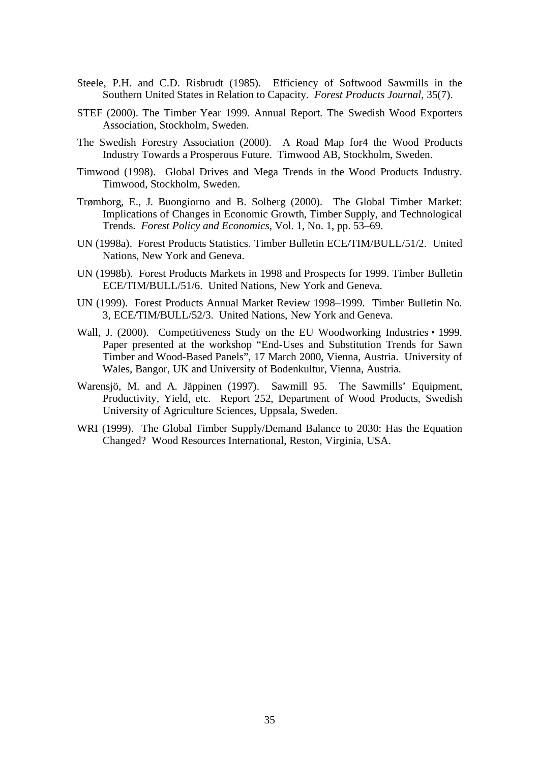Steele, P.H. and C.D. Risbrudt (1985). Efficiency of Softwood Sawmills in the Southern United States in Relation to Capacity. *Forest Products Journal*, 35(7).

STEF (2000). The Timber Year 1999. Annual Report. The Swedish Wood Exporters Association, Stockholm, Sweden.

The Swedish Forestry Association (2000). A Road Map for4 the Wood Products Industry Towards a Prosperous Future. Timwood AB, Stockholm, Sweden.

Timwood (1998). Global Drives and Mega Trends in the Wood Products Industry. Timwood, Stockholm, Sweden.

Trømborg, E., J. Buongiorno and B. Solberg (2000). The Global Timber Market: Implications of Changes in Economic Growth, Timber Supply, and Technological Trends. *Forest Policy and Economics*, Vol. 1, No. 1, pp. 53–69.

UN (1998a). Forest Products Statistics. Timber Bulletin ECE/TIM/BULL/51/2. United Nations, New York and Geneva.

UN (1998b). Forest Products Markets in 1998 and Prospects for 1999. Timber Bulletin ECE/TIM/BULL/51/6. United Nations, New York and Geneva.

UN (1999). Forest Products Annual Market Review 1998–1999. Timber Bulletin No. 3, ECE/TIM/BULL/52/3. United Nations, New York and Geneva.

Wall, J. (2000). Competitiveness Study on the EU Woodworking Industries • 1999. Paper presented at the workshop "End-Uses and Substitution Trends for Sawn Timber and Wood-Based Panels", 17 March 2000, Vienna, Austria. University of Wales, Bangor, UK and University of Bodenkultur, Vienna, Austria.

Warensjö, M. and A. Jäppinen (1997). Sawmill 95. The Sawmills' Equipment, Productivity, Yield, etc. Report 252, Department of Wood Products, Swedish University of Agriculture Sciences, Uppsala, Sweden.

WRI (1999). The Global Timber Supply/Demand Balance to 2030: Has the Equation Changed? Wood Resources International, Reston, Virginia, USA.